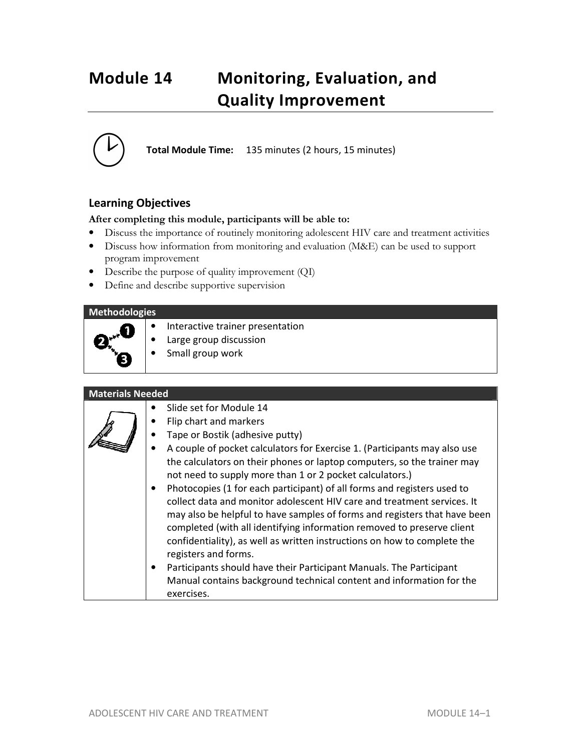# Module 14 Monitoring, Evaluation, and Quality Improvement

**Total Module Time:** 135 minutes (2 hours, 15 minutes)

## Learning Objectives

**After completing this module, participants will be able to:**

- Discuss the importance of routinely monitoring adolescent HIV care and treatment activities
- Discuss how information from monitoring and evaluation (M&E) can be used to support program improvement
- Describe the purpose of quality improvement (QI)
- Define and describe supportive supervision

| Methodologies |
|---|
| • Interactive trainer presentation<br>• Large group discussion<br>• Small group work |

| Materials Needed |
|---|
| • Slide set for Module 14<br>• Flip chart and markers<br>• Tape or Bostik (adhesive putty)<br>• A couple of pocket calculators for Exercise 1. (Participants may also use the calculators on their phones or laptop computers, so the trainer may not need to supply more than 1 or 2 pocket calculators.)<br>• Photocopies (1 for each participant) of all forms and registers used to collect data and monitor adolescent HIV care and treatment services. It may also be helpful to have samples of forms and registers that have been completed (with all identifying information removed to preserve client confidentiality), as well as written instructions on how to complete the registers and forms.<br>• Participants should have their Participant Manuals. The Participant Manual contains background technical content and information for the exercises. |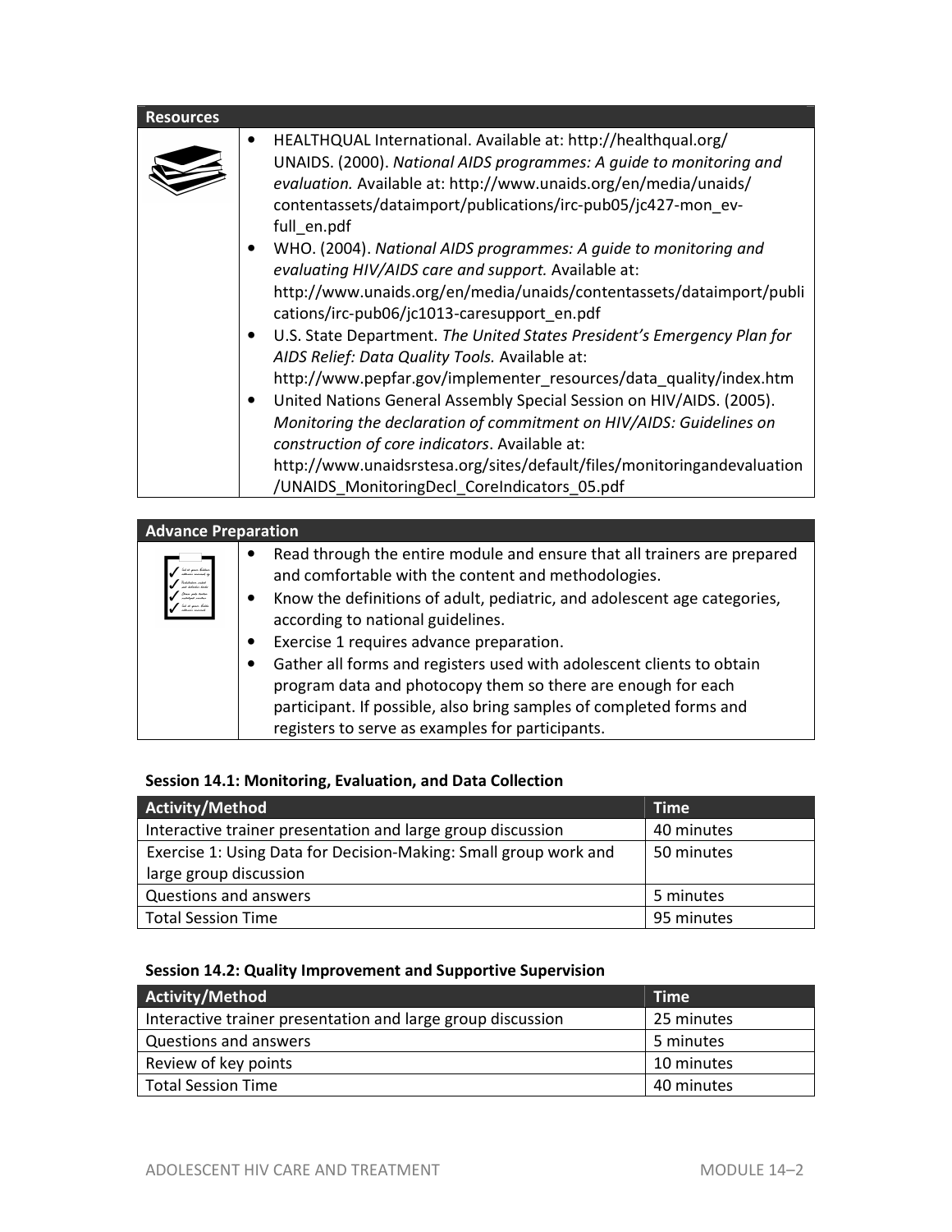## Resources

- HEALTHQUAL International. Available at: http://healthqual.org/
  UNAIDS. (2000). *National AIDS programmes: A guide to monitoring and evaluation.* Available at: http://www.unaids.org/en/media/unaids/contentassets/dataimport/publications/irc-pub05/jc427-mon_ev-full_en.pdf
- WHO. (2004). *National AIDS programmes: A guide to monitoring and evaluating HIV/AIDS care and support.* Available at: http://www.unaids.org/en/media/unaids/contentassets/dataimport/publications/irc-pub06/jc1013-caresupport_en.pdf
- U.S. State Department. *The United States President's Emergency Plan for AIDS Relief: Data Quality Tools.* Available at: http://www.pepfar.gov/implementer_resources/data_quality/index.htm
- United Nations General Assembly Special Session on HIV/AIDS. (2005). *Monitoring the declaration of commitment on HIV/AIDS: Guidelines on construction of core indicators*. Available at: http://www.unaidsrstesa.org/sites/default/files/monitoringandevaluation/UNAIDS_MonitoringDecl_CoreIndicators_05.pdf

## Advance Preparation

- Read through the entire module and ensure that all trainers are prepared and comfortable with the content and methodologies.
- Know the definitions of adult, pediatric, and adolescent age categories, according to national guidelines.
- Exercise 1 requires advance preparation.
- Gather all forms and registers used with adolescent clients to obtain program data and photocopy them so there are enough for each participant. If possible, also bring samples of completed forms and registers to serve as examples for participants.

**Session 14.1: Monitoring, Evaluation, and Data Collection**

| Activity/Method | Time |
|---|---|
| Interactive trainer presentation and large group discussion | 40 minutes |
| Exercise 1: Using Data for Decision-Making: Small group work and large group discussion | 50 minutes |
| Questions and answers | 5 minutes |
| Total Session Time | 95 minutes |

**Session 14.2: Quality Improvement and Supportive Supervision**

| Activity/Method | Time |
|---|---|
| Interactive trainer presentation and large group discussion | 25 minutes |
| Questions and answers | 5 minutes |
| Review of key points | 10 minutes |
| Total Session Time | 40 minutes |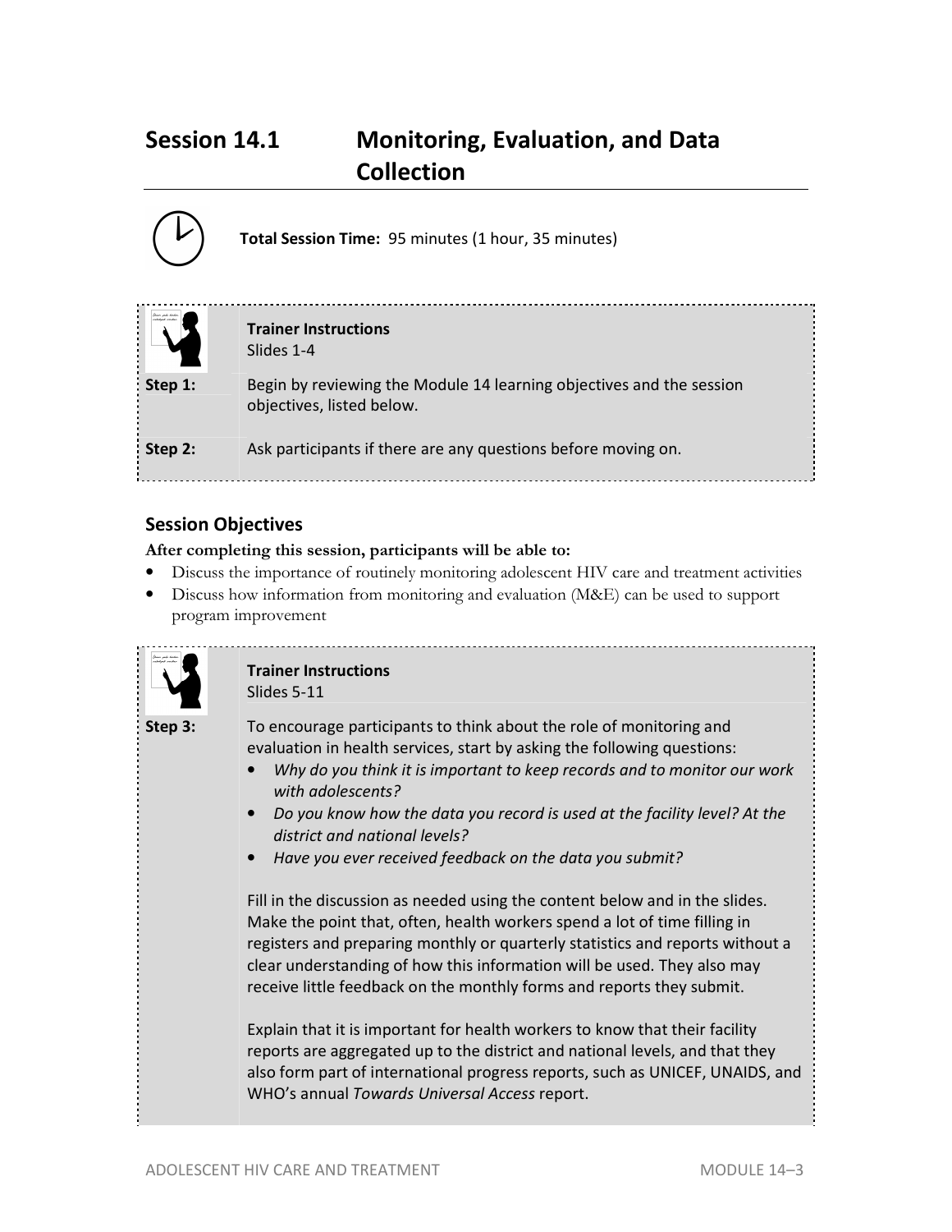## Session 14.1 Monitoring, Evaluation, and Data Collection

**Total Session Time:** 95 minutes (1 hour, 35 minutes)

**Trainer Instructions**
Slides 1-4

**Step 1:** Begin by reviewing the Module 14 learning objectives and the session objectives, listed below.

**Step 2:** Ask participants if there are any questions before moving on.

### Session Objectives

**After completing this session, participants will be able to:**

- Discuss the importance of routinely monitoring adolescent HIV care and treatment activities
- Discuss how information from monitoring and evaluation (M&E) can be used to support program improvement

**Trainer Instructions**
Slides 5-11

**Step 3:** To encourage participants to think about the role of monitoring and evaluation in health services, start by asking the following questions:

- *Why do you think it is important to keep records and to monitor our work with adolescents?*
- *Do you know how the data you record is used at the facility level? At the district and national levels?*
- *Have you ever received feedback on the data you submit?*

Fill in the discussion as needed using the content below and in the slides. Make the point that, often, health workers spend a lot of time filling in registers and preparing monthly or quarterly statistics and reports without a clear understanding of how this information will be used. They also may receive little feedback on the monthly forms and reports they submit.

Explain that it is important for health workers to know that their facility reports are aggregated up to the district and national levels, and that they also form part of international progress reports, such as UNICEF, UNAIDS, and WHO's annual *Towards Universal Access* report.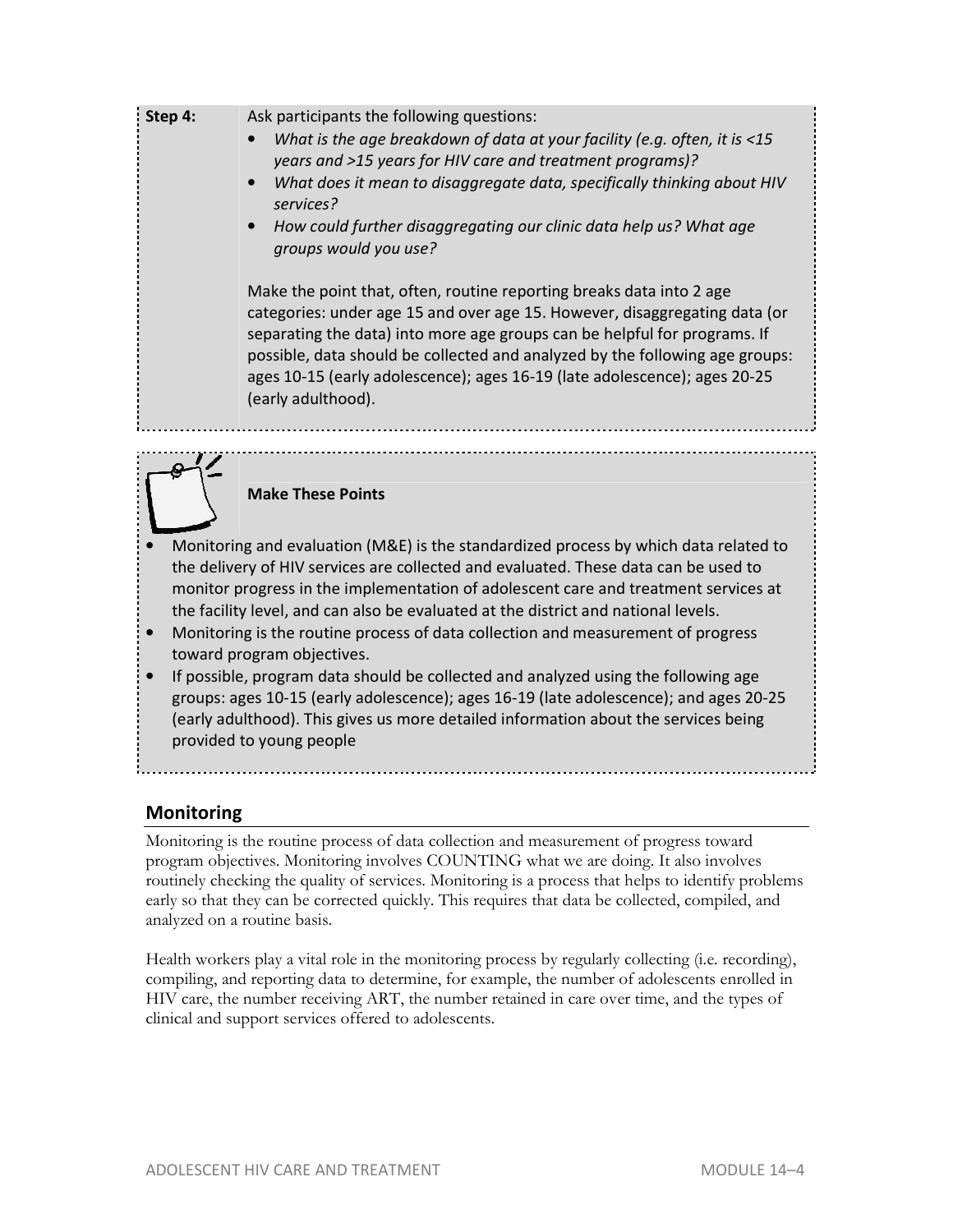**Step 4:** Ask participants the following questions:

- *What is the age breakdown of data at your facility (e.g. often, it is <15 years and >15 years for HIV care and treatment programs)?*
- *What does it mean to disaggregate data, specifically thinking about HIV services?*
- *How could further disaggregating our clinic data help us? What age groups would you use?*

Make the point that, often, routine reporting breaks data into 2 age categories: under age 15 and over age 15. However, disaggregating data (or separating the data) into more age groups can be helpful for programs. If possible, data should be collected and analyzed by the following age groups: ages 10-15 (early adolescence); ages 16-19 (late adolescence); ages 20-25 (early adulthood).

**Make These Points**

- Monitoring and evaluation (M&E) is the standardized process by which data related to the delivery of HIV services are collected and evaluated. These data can be used to monitor progress in the implementation of adolescent care and treatment services at the facility level, and can also be evaluated at the district and national levels.
- Monitoring is the routine process of data collection and measurement of progress toward program objectives.
- If possible, program data should be collected and analyzed using the following age groups: ages 10-15 (early adolescence); ages 16-19 (late adolescence); and ages 20-25 (early adulthood). This gives us more detailed information about the services being provided to young people

## Monitoring

Monitoring is the routine process of data collection and measurement of progress toward program objectives. Monitoring involves COUNTING what we are doing. It also involves routinely checking the quality of services. Monitoring is a process that helps to identify problems early so that they can be corrected quickly. This requires that data be collected, compiled, and analyzed on a routine basis.

Health workers play a vital role in the monitoring process by regularly collecting (i.e. recording), compiling, and reporting data to determine, for example, the number of adolescents enrolled in HIV care, the number receiving ART, the number retained in care over time, and the types of clinical and support services offered to adolescents.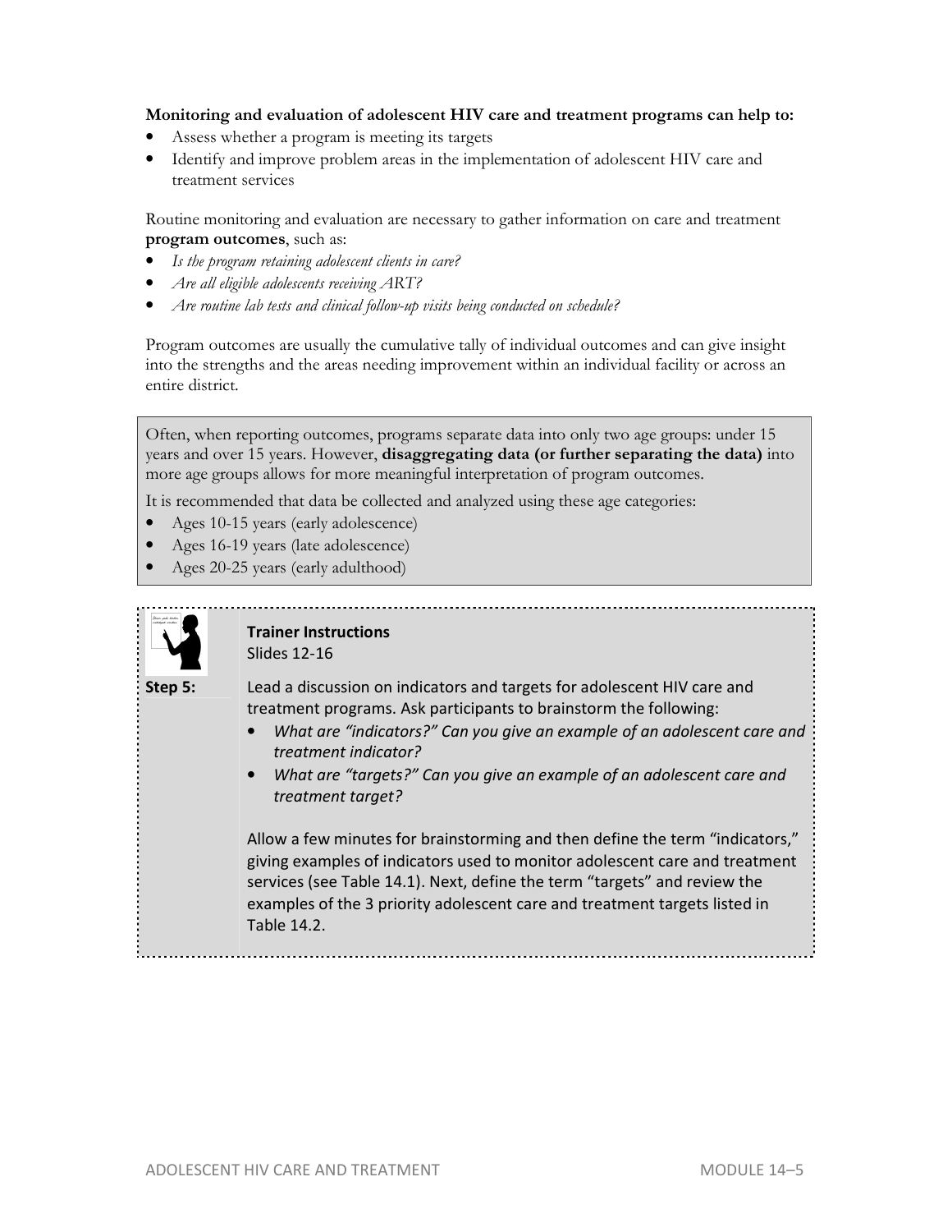**Monitoring and evaluation of adolescent HIV care and treatment programs can help to:**

- Assess whether a program is meeting its targets
- Identify and improve problem areas in the implementation of adolescent HIV care and treatment services

Routine monitoring and evaluation are necessary to gather information on care and treatment **program outcomes**, such as:

- *Is the program retaining adolescent clients in care?*
- *Are all eligible adolescents receiving ART?*
- *Are routine lab tests and clinical follow-up visits being conducted on schedule?*

Program outcomes are usually the cumulative tally of individual outcomes and can give insight into the strengths and the areas needing improvement within an individual facility or across an entire district.

Often, when reporting outcomes, programs separate data into only two age groups: under 15 years and over 15 years. However, **disaggregating data (or further separating the data)** into more age groups allows for more meaningful interpretation of program outcomes.

It is recommended that data be collected and analyzed using these age categories:

- Ages 10-15 years (early adolescence)
- Ages 16-19 years (late adolescence)
- Ages 20-25 years (early adulthood)

**Trainer Instructions**
Slides 12-16

**Step 5:** Lead a discussion on indicators and targets for adolescent HIV care and treatment programs. Ask participants to brainstorm the following:

- *What are "indicators?" Can you give an example of an adolescent care and treatment indicator?*
- *What are "targets?" Can you give an example of an adolescent care and treatment target?*

Allow a few minutes for brainstorming and then define the term "indicators," giving examples of indicators used to monitor adolescent care and treatment services (see Table 14.1). Next, define the term "targets" and review the examples of the 3 priority adolescent care and treatment targets listed in Table 14.2.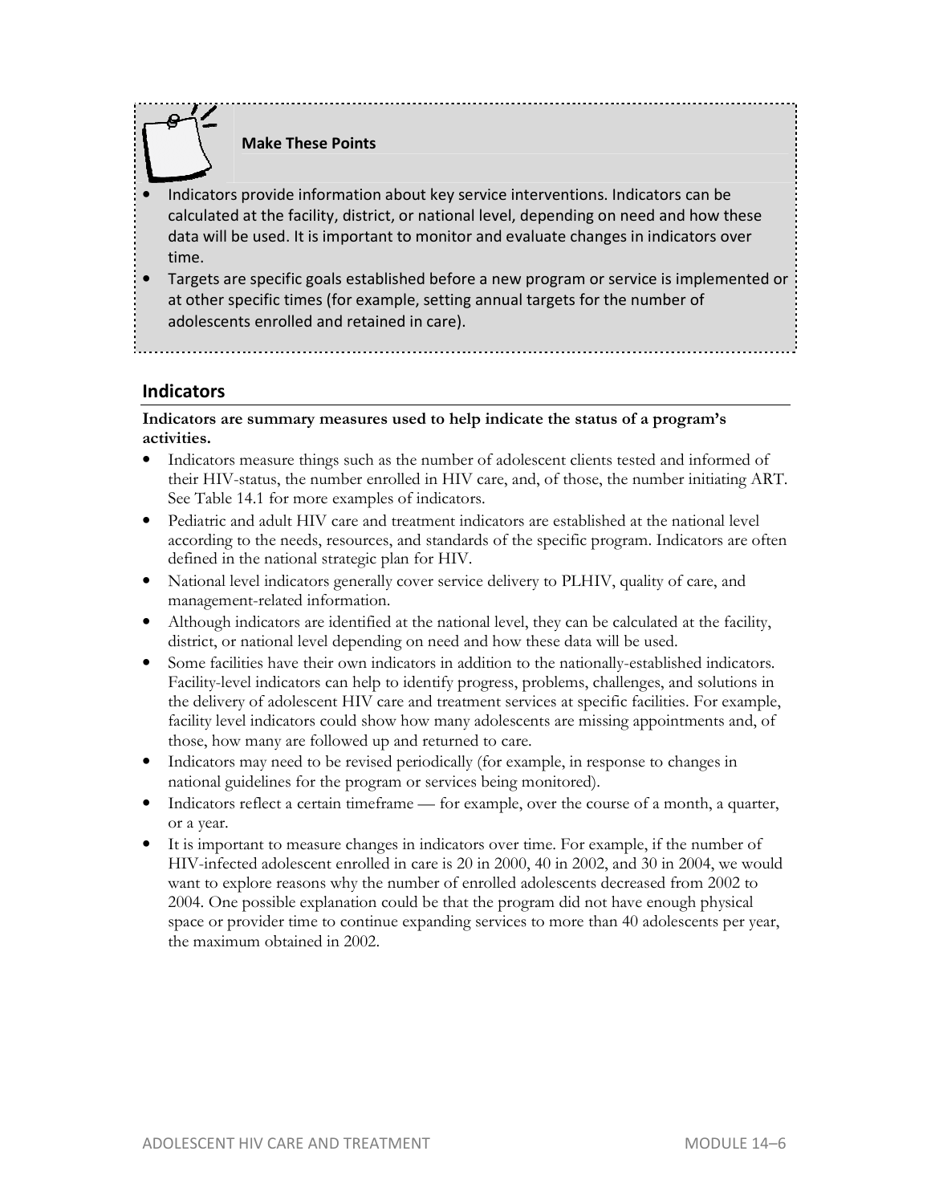**Make These Points**

- Indicators provide information about key service interventions. Indicators can be calculated at the facility, district, or national level, depending on need and how these data will be used. It is important to monitor and evaluate changes in indicators over time.
- Targets are specific goals established before a new program or service is implemented or at other specific times (for example, setting annual targets for the number of adolescents enrolled and retained in care).

## Indicators

**Indicators are summary measures used to help indicate the status of a program's activities.**

- Indicators measure things such as the number of adolescent clients tested and informed of their HIV-status, the number enrolled in HIV care, and, of those, the number initiating ART. See Table 14.1 for more examples of indicators.
- Pediatric and adult HIV care and treatment indicators are established at the national level according to the needs, resources, and standards of the specific program. Indicators are often defined in the national strategic plan for HIV.
- National level indicators generally cover service delivery to PLHIV, quality of care, and management-related information.
- Although indicators are identified at the national level, they can be calculated at the facility, district, or national level depending on need and how these data will be used.
- Some facilities have their own indicators in addition to the nationally-established indicators. Facility-level indicators can help to identify progress, problems, challenges, and solutions in the delivery of adolescent HIV care and treatment services at specific facilities. For example, facility level indicators could show how many adolescents are missing appointments and, of those, how many are followed up and returned to care.
- Indicators may need to be revised periodically (for example, in response to changes in national guidelines for the program or services being monitored).
- Indicators reflect a certain timeframe — for example, over the course of a month, a quarter, or a year.
- It is important to measure changes in indicators over time. For example, if the number of HIV-infected adolescent enrolled in care is 20 in 2000, 40 in 2002, and 30 in 2004, we would want to explore reasons why the number of enrolled adolescents decreased from 2002 to 2004. One possible explanation could be that the program did not have enough physical space or provider time to continue expanding services to more than 40 adolescents per year, the maximum obtained in 2002.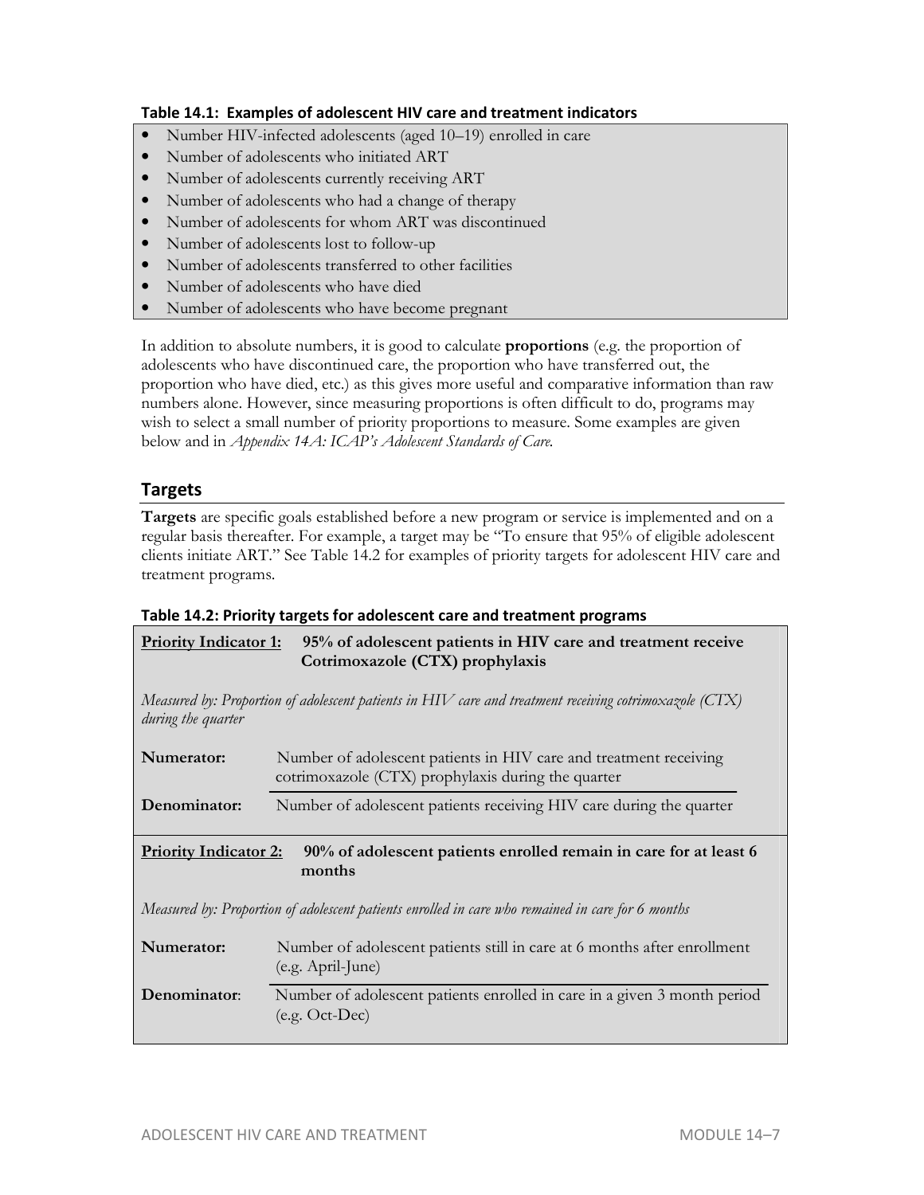**Table 14.1: Examples of adolescent HIV care and treatment indicators**

- Number HIV-infected adolescents (aged 10–19) enrolled in care
- Number of adolescents who initiated ART
- Number of adolescents currently receiving ART
- Number of adolescents who had a change of therapy
- Number of adolescents for whom ART was discontinued
- Number of adolescents lost to follow-up
- Number of adolescents transferred to other facilities
- Number of adolescents who have died
- Number of adolescents who have become pregnant

In addition to absolute numbers, it is good to calculate **proportions** (e.g. the proportion of adolescents who have discontinued care, the proportion who have transferred out, the proportion who have died, etc.) as this gives more useful and comparative information than raw numbers alone. However, since measuring proportions is often difficult to do, programs may wish to select a small number of priority proportions to measure. Some examples are given below and in *Appendix 14A: ICAP's Adolescent Standards of Care.*

## Targets

**Targets** are specific goals established before a new program or service is implemented and on a regular basis thereafter. For example, a target may be "To ensure that 95% of eligible adolescent clients initiate ART." See Table 14.2 for examples of priority targets for adolescent HIV care and treatment programs.

**Table 14.2: Priority targets for adolescent care and treatment programs**

| | |
|---|---|
| **Priority Indicator 1:** | **95% of adolescent patients in HIV care and treatment receive Cotrimoxazole (CTX) prophylaxis** |
| *Measured by: Proportion of adolescent patients in HIV care and treatment receiving cotrimoxazole (CTX) during the quarter* | |
| **Numerator:** | Number of adolescent patients in HIV care and treatment receiving cotrimoxazole (CTX) prophylaxis during the quarter |
| **Denominator:** | Number of adolescent patients receiving HIV care during the quarter |
| **Priority Indicator 2:** | **90% of adolescent patients enrolled remain in care for at least 6 months** |
| *Measured by: Proportion of adolescent patients enrolled in care who remained in care for 6 months* | |
| **Numerator:** | Number of adolescent patients still in care at 6 months after enrollment (e.g. April-June) |
| **Denominator:** | Number of adolescent patients enrolled in care in a given 3 month period (e.g. Oct-Dec) |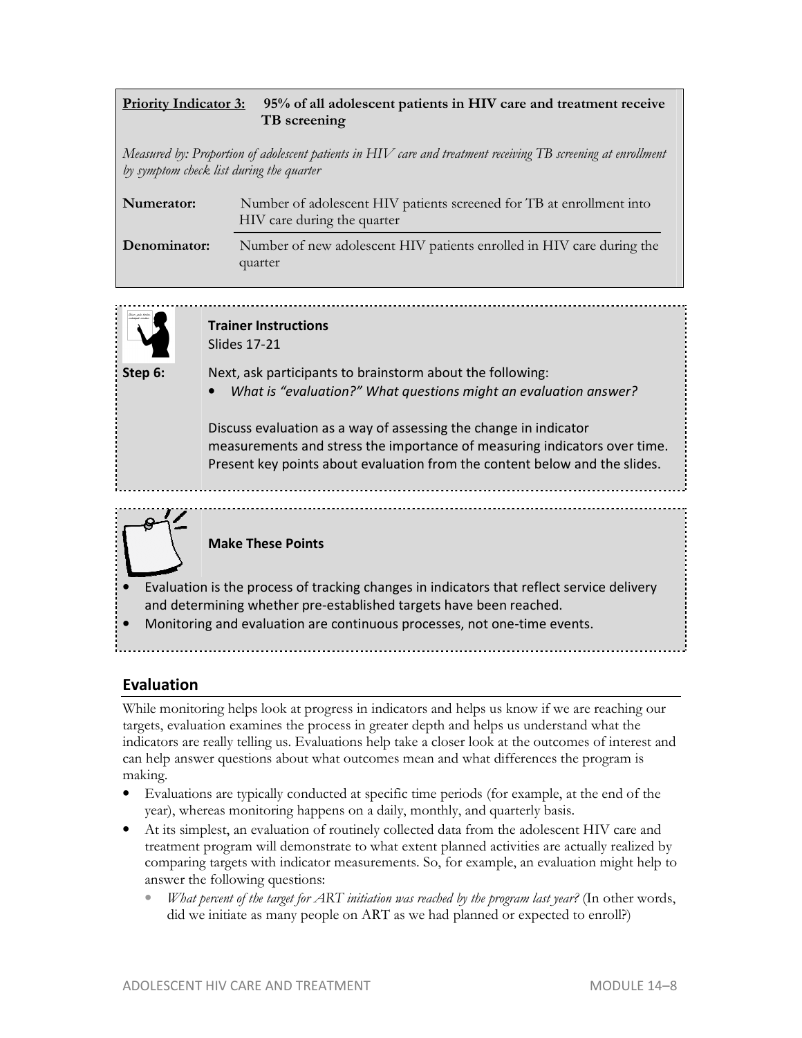**Priority Indicator 3:** **95% of all adolescent patients in HIV care and treatment receive TB screening**

*Measured by: Proportion of adolescent patients in HIV care and treatment receiving TB screening at enrollment by symptom check list during the quarter*

| | |
|---|---|
| **Numerator:** | Number of adolescent HIV patients screened for TB at enrollment into HIV care during the quarter |
| **Denominator:** | Number of new adolescent HIV patients enrolled in HIV care during the quarter |

**Trainer Instructions**
Slides 17-21

**Step 6:** Next, ask participants to brainstorm about the following:

- *What is "evaluation?" What questions might an evaluation answer?*

Discuss evaluation as a way of assessing the change in indicator measurements and stress the importance of measuring indicators over time. Present key points about evaluation from the content below and the slides.

**Make These Points**

- Evaluation is the process of tracking changes in indicators that reflect service delivery and determining whether pre-established targets have been reached.
- Monitoring and evaluation are continuous processes, not one-time events.

## Evaluation

While monitoring helps look at progress in indicators and helps us know if we are reaching our targets, evaluation examines the process in greater depth and helps us understand what the indicators are really telling us. Evaluations help take a closer look at the outcomes of interest and can help answer questions about what outcomes mean and what differences the program is making.

- Evaluations are typically conducted at specific time periods (for example, at the end of the year), whereas monitoring happens on a daily, monthly, and quarterly basis.
- At its simplest, an evaluation of routinely collected data from the adolescent HIV care and treatment program will demonstrate to what extent planned activities are actually realized by comparing targets with indicator measurements. So, for example, an evaluation might help to answer the following questions:
  - *What percent of the target for ART initiation was reached by the program last year?* (In other words, did we initiate as many people on ART as we had planned or expected to enroll?)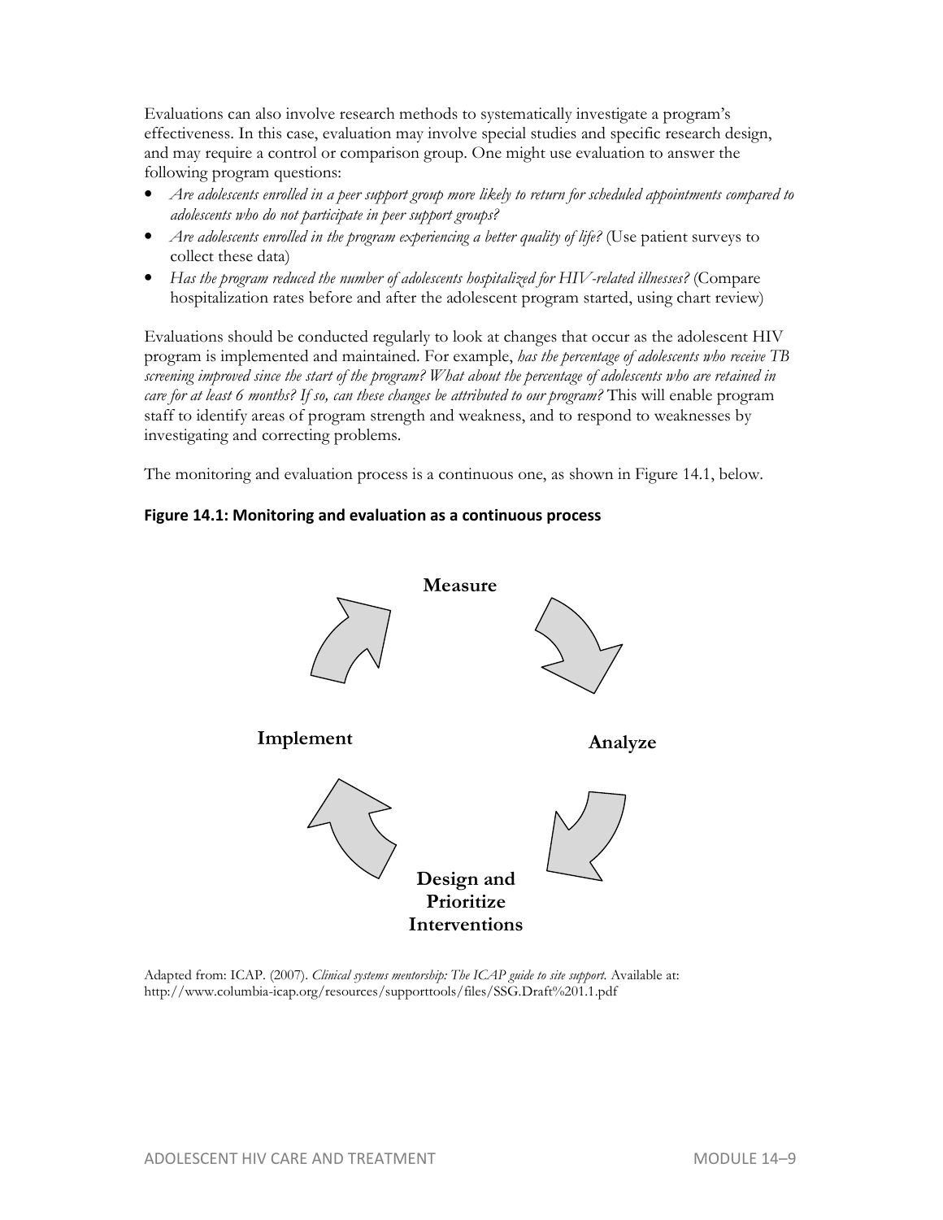Evaluations can also involve research methods to systematically investigate a program's effectiveness. In this case, evaluation may involve special studies and specific research design, and may require a control or comparison group. One might use evaluation to answer the following program questions:

- *Are adolescents enrolled in a peer support group more likely to return for scheduled appointments compared to adolescents who do not participate in peer support groups?*
- *Are adolescents enrolled in the program experiencing a better quality of life?* (Use patient surveys to collect these data)
- *Has the program reduced the number of adolescents hospitalized for HIV-related illnesses?* (Compare hospitalization rates before and after the adolescent program started, using chart review)

Evaluations should be conducted regularly to look at changes that occur as the adolescent HIV program is implemented and maintained. For example, *has the percentage of adolescents who receive TB screening improved since the start of the program? What about the percentage of adolescents who are retained in care for at least 6 months? If so, can these changes be attributed to our program?* This will enable program staff to identify areas of program strength and weakness, and to respond to weaknesses by investigating and correcting problems.

The monitoring and evaluation process is a continuous one, as shown in Figure 14.1, below.

**Figure 14.1: Monitoring and evaluation as a continuous process**

Measure → Analyze → Design and Prioritize Interventions → Implement → Measure

Adapted from: ICAP. (2007). *Clinical systems mentorship: The ICAP guide to site support.* Available at: http://www.columbia-icap.org/resources/supporttools/files/SSG.Draft%201.1.pdf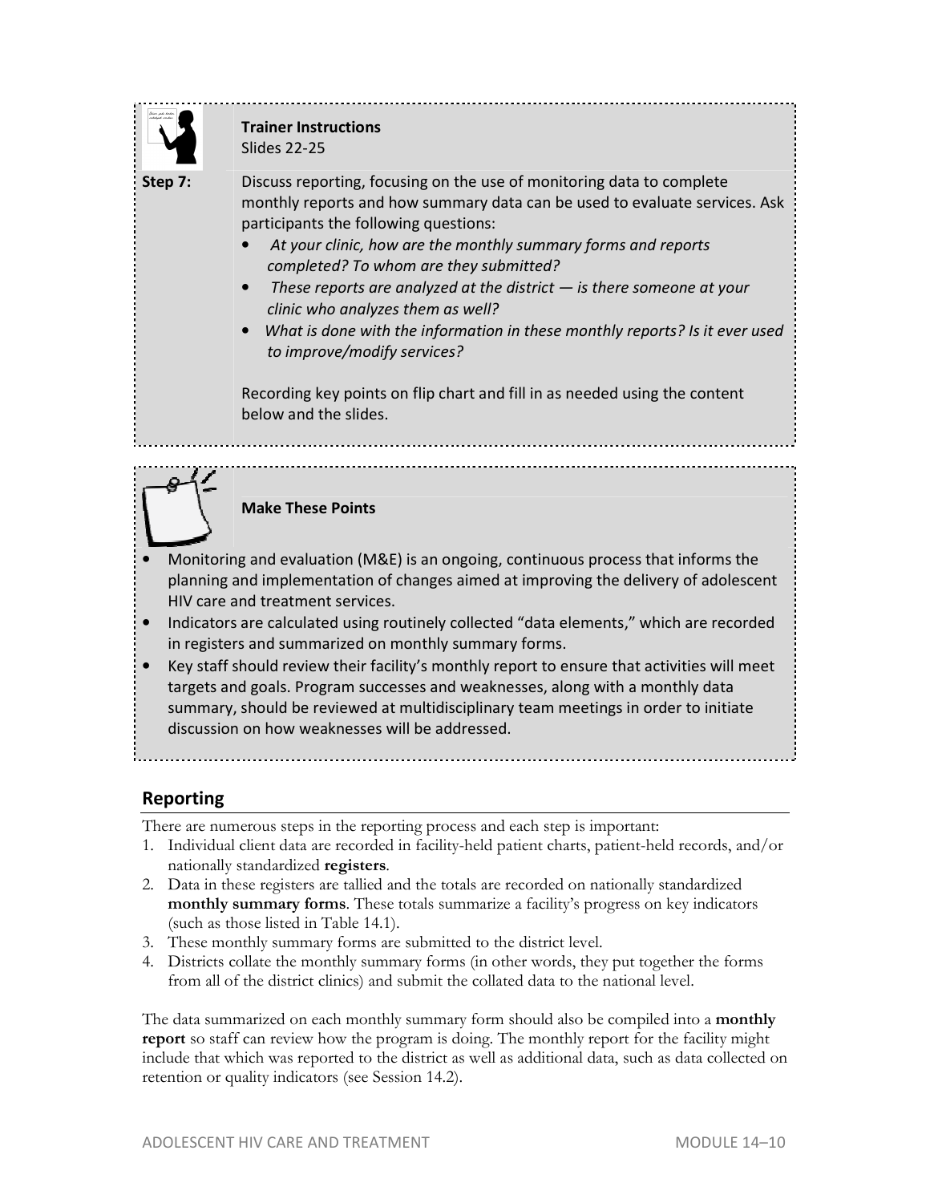**Trainer Instructions**
Slides 22-25

**Step 7:** Discuss reporting, focusing on the use of monitoring data to complete monthly reports and how summary data can be used to evaluate services. Ask participants the following questions:

- *At your clinic, how are the monthly summary forms and reports completed? To whom are they submitted?*
- *These reports are analyzed at the district — is there someone at your clinic who analyzes them as well?*
- *What is done with the information in these monthly reports? Is it ever used to improve/modify services?*

Recording key points on flip chart and fill in as needed using the content below and the slides.

**Make These Points**

- Monitoring and evaluation (M&E) is an ongoing, continuous process that informs the planning and implementation of changes aimed at improving the delivery of adolescent HIV care and treatment services.
- Indicators are calculated using routinely collected "data elements," which are recorded in registers and summarized on monthly summary forms.
- Key staff should review their facility's monthly report to ensure that activities will meet targets and goals. Program successes and weaknesses, along with a monthly data summary, should be reviewed at multidisciplinary team meetings in order to initiate discussion on how weaknesses will be addressed.

## Reporting

There are numerous steps in the reporting process and each step is important:

1. Individual client data are recorded in facility-held patient charts, patient-held records, and/or nationally standardized **registers**.
2. Data in these registers are tallied and the totals are recorded on nationally standardized **monthly summary forms**. These totals summarize a facility's progress on key indicators (such as those listed in Table 14.1).
3. These monthly summary forms are submitted to the district level.
4. Districts collate the monthly summary forms (in other words, they put together the forms from all of the district clinics) and submit the collated data to the national level.

The data summarized on each monthly summary form should also be compiled into a **monthly report** so staff can review how the program is doing. The monthly report for the facility might include that which was reported to the district as well as additional data, such as data collected on retention or quality indicators (see Session 14.2).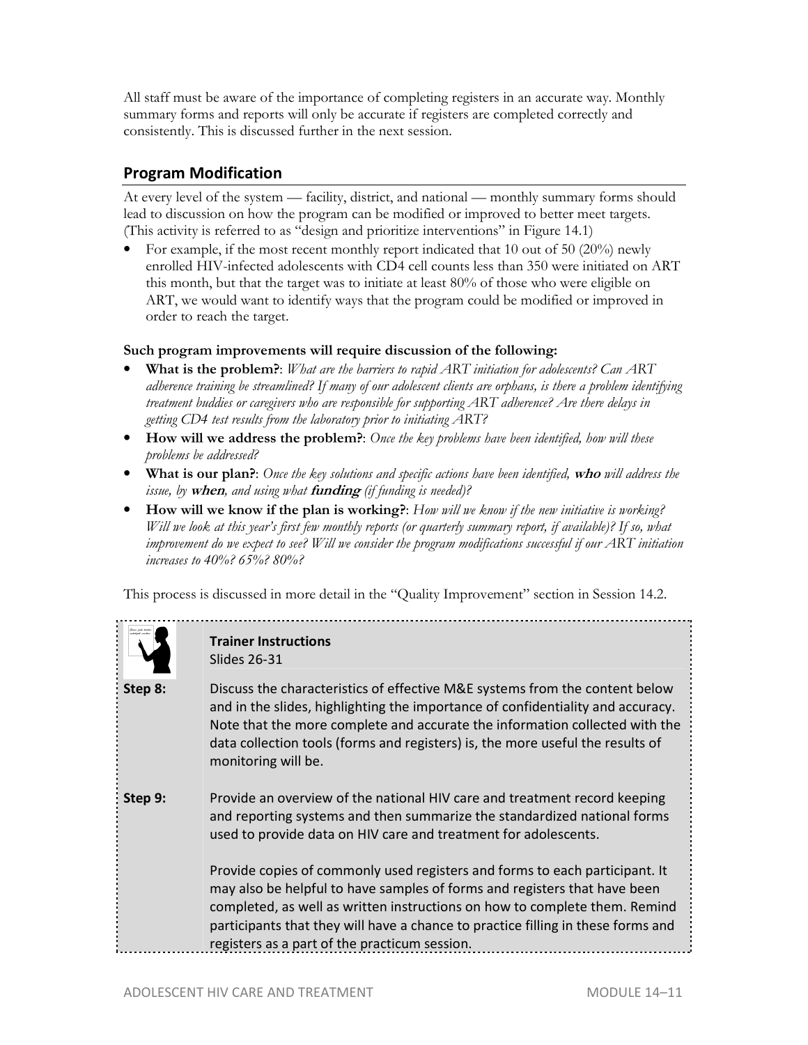All staff must be aware of the importance of completing registers in an accurate way. Monthly summary forms and reports will only be accurate if registers are completed correctly and consistently. This is discussed further in the next session.

## Program Modification

At every level of the system — facility, district, and national — monthly summary forms should lead to discussion on how the program can be modified or improved to better meet targets. (This activity is referred to as "design and prioritize interventions" in Figure 14.1)

- For example, if the most recent monthly report indicated that 10 out of 50 (20%) newly enrolled HIV-infected adolescents with CD4 cell counts less than 350 were initiated on ART this month, but that the target was to initiate at least 80% of those who were eligible on ART, we would want to identify ways that the program could be modified or improved in order to reach the target.

**Such program improvements will require discussion of the following:**

- **What is the problem?**: *What are the barriers to rapid ART initiation for adolescents? Can ART adherence training be streamlined? If many of our adolescent clients are orphans, is there a problem identifying treatment buddies or caregivers who are responsible for supporting ART adherence? Are there delays in getting CD4 test results from the laboratory prior to initiating ART?*
- **How will we address the problem?**: *Once the key problems have been identified, how will these problems be addressed?*
- **What is our plan?**: *Once the key solutions and specific actions have been identified,* ***who*** *will address the issue, by* ***when****, and using what* ***funding*** *(if funding is needed)?*
- **How will we know if the plan is working?**: *How will we know if the new initiative is working? Will we look at this year's first few monthly reports (or quarterly summary report, if available)? If so, what improvement do we expect to see? Will we consider the program modifications successful if our ART initiation increases to 40%? 65%? 80%?*

This process is discussed in more detail in the "Quality Improvement" section in Session 14.2.

**Trainer Instructions**
Slides 26-31

**Step 8:** Discuss the characteristics of effective M&E systems from the content below and in the slides, highlighting the importance of confidentiality and accuracy. Note that the more complete and accurate the information collected with the data collection tools (forms and registers) is, the more useful the results of monitoring will be.

**Step 9:** Provide an overview of the national HIV care and treatment record keeping and reporting systems and then summarize the standardized national forms used to provide data on HIV care and treatment for adolescents.

Provide copies of commonly used registers and forms to each participant. It may also be helpful to have samples of forms and registers that have been completed, as well as written instructions on how to complete them. Remind participants that they will have a chance to practice filling in these forms and registers as a part of the practicum session.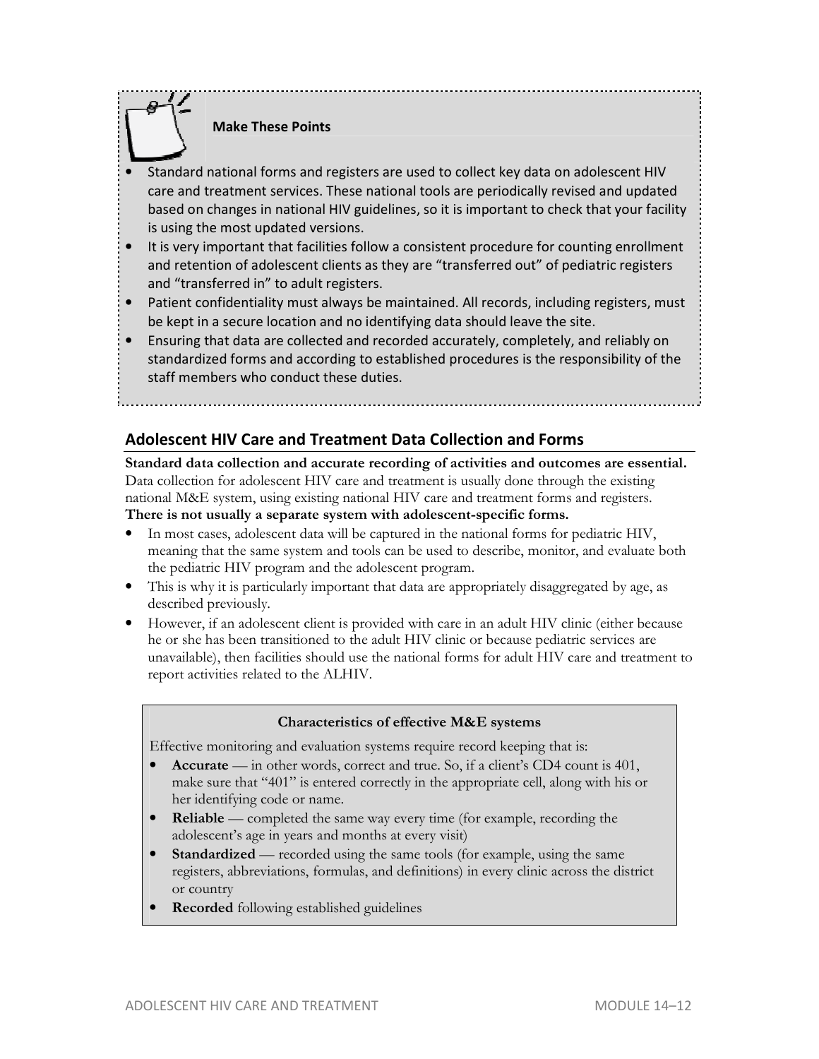**Make These Points**

- Standard national forms and registers are used to collect key data on adolescent HIV care and treatment services. These national tools are periodically revised and updated based on changes in national HIV guidelines, so it is important to check that your facility is using the most updated versions.
- It is very important that facilities follow a consistent procedure for counting enrollment and retention of adolescent clients as they are "transferred out" of pediatric registers and "transferred in" to adult registers.
- Patient confidentiality must always be maintained. All records, including registers, must be kept in a secure location and no identifying data should leave the site.
- Ensuring that data are collected and recorded accurately, completely, and reliably on standardized forms and according to established procedures is the responsibility of the staff members who conduct these duties.

## Adolescent HIV Care and Treatment Data Collection and Forms

**Standard data collection and accurate recording of activities and outcomes are essential.** Data collection for adolescent HIV care and treatment is usually done through the existing national M&E system, using existing national HIV care and treatment forms and registers. **There is not usually a separate system with adolescent-specific forms.**

- In most cases, adolescent data will be captured in the national forms for pediatric HIV, meaning that the same system and tools can be used to describe, monitor, and evaluate both the pediatric HIV program and the adolescent program.
- This is why it is particularly important that data are appropriately disaggregated by age, as described previously.
- However, if an adolescent client is provided with care in an adult HIV clinic (either because he or she has been transitioned to the adult HIV clinic or because pediatric services are unavailable), then facilities should use the national forms for adult HIV care and treatment to report activities related to the ALHIV.

**Characteristics of effective M&E systems**

Effective monitoring and evaluation systems require record keeping that is:

- **Accurate** — in other words, correct and true. So, if a client's CD4 count is 401, make sure that "401" is entered correctly in the appropriate cell, along with his or her identifying code or name.
- **Reliable** — completed the same way every time (for example, recording the adolescent's age in years and months at every visit)
- **Standardized** — recorded using the same tools (for example, using the same registers, abbreviations, formulas, and definitions) in every clinic across the district or country
- **Recorded** following established guidelines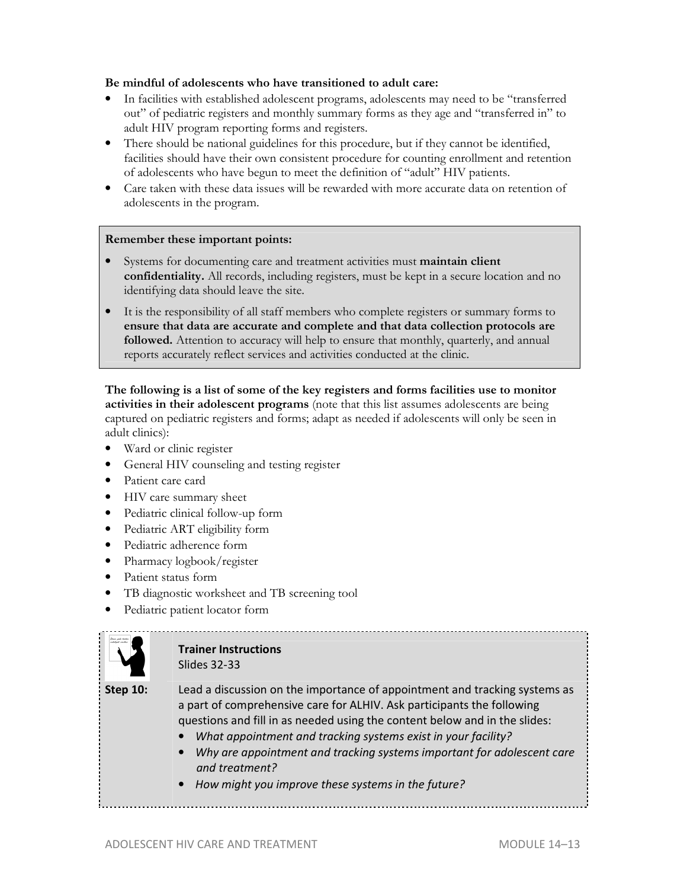**Be mindful of adolescents who have transitioned to adult care:**

- In facilities with established adolescent programs, adolescents may need to be "transferred out" of pediatric registers and monthly summary forms as they age and "transferred in" to adult HIV program reporting forms and registers.
- There should be national guidelines for this procedure, but if they cannot be identified, facilities should have their own consistent procedure for counting enrollment and retention of adolescents who have begun to meet the definition of "adult" HIV patients.
- Care taken with these data issues will be rewarded with more accurate data on retention of adolescents in the program.

> **Remember these important points:**
>
> - Systems for documenting care and treatment activities must **maintain client confidentiality.** All records, including registers, must be kept in a secure location and no identifying data should leave the site.
> - It is the responsibility of all staff members who complete registers or summary forms to **ensure that data are accurate and complete and that data collection protocols are followed.** Attention to accuracy will help to ensure that monthly, quarterly, and annual reports accurately reflect services and activities conducted at the clinic.

**The following is a list of some of the key registers and forms facilities use to monitor activities in their adolescent programs** (note that this list assumes adolescents are being captured on pediatric registers and forms; adapt as needed if adolescents will only be seen in adult clinics):

- Ward or clinic register
- General HIV counseling and testing register
- Patient care card
- HIV care summary sheet
- Pediatric clinical follow-up form
- Pediatric ART eligibility form
- Pediatric adherence form
- Pharmacy logbook/register
- Patient status form
- TB diagnostic worksheet and TB screening tool
- Pediatric patient locator form

**Trainer Instructions**
Slides 32-33

**Step 10:** Lead a discussion on the importance of appointment and tracking systems as a part of comprehensive care for ALHIV. Ask participants the following questions and fill in as needed using the content below and in the slides:

- *What appointment and tracking systems exist in your facility?*
- *Why are appointment and tracking systems important for adolescent care and treatment?*
- *How might you improve these systems in the future?*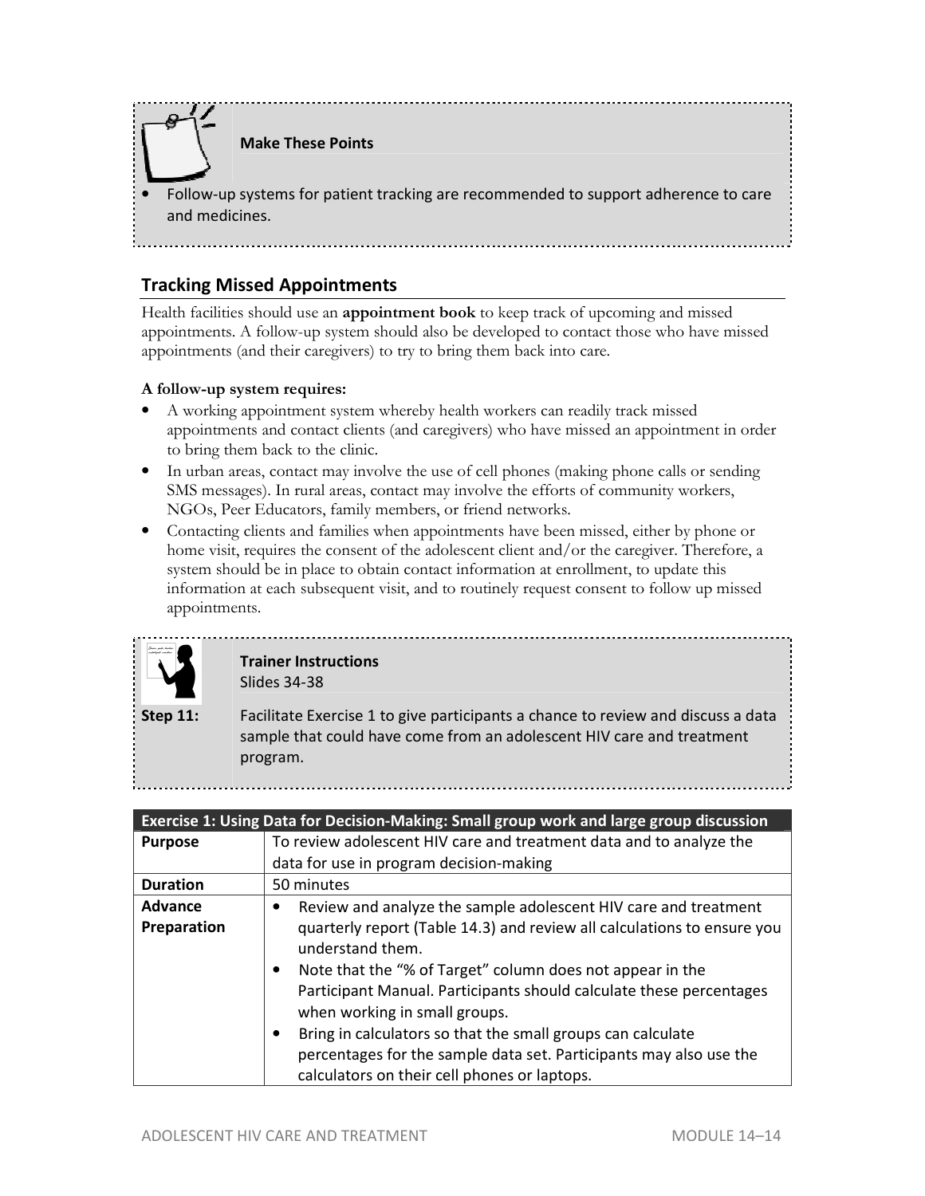**Make These Points**

- Follow-up systems for patient tracking are recommended to support adherence to care and medicines.

## Tracking Missed Appointments

Health facilities should use an **appointment book** to keep track of upcoming and missed appointments. A follow-up system should also be developed to contact those who have missed appointments (and their caregivers) to try to bring them back into care.

**A follow-up system requires:**

- A working appointment system whereby health workers can readily track missed appointments and contact clients (and caregivers) who have missed an appointment in order to bring them back to the clinic.
- In urban areas, contact may involve the use of cell phones (making phone calls or sending SMS messages). In rural areas, contact may involve the efforts of community workers, NGOs, Peer Educators, family members, or friend networks.
- Contacting clients and families when appointments have been missed, either by phone or home visit, requires the consent of the adolescent client and/or the caregiver. Therefore, a system should be in place to obtain contact information at enrollment, to update this information at each subsequent visit, and to routinely request consent to follow up missed appointments.

**Trainer Instructions**
Slides 34-38

**Step 11:** Facilitate Exercise 1 to give participants a chance to review and discuss a data sample that could have come from an adolescent HIV care and treatment program.

| Exercise 1: Using Data for Decision-Making: Small group work and large group discussion | |
|---|---|
| **Purpose** | To review adolescent HIV care and treatment data and to analyze the data for use in program decision-making |
| **Duration** | 50 minutes |
| **Advance Preparation** | • Review and analyze the sample adolescent HIV care and treatment quarterly report (Table 14.3) and review all calculations to ensure you understand them.<br>• Note that the "% of Target" column does not appear in the Participant Manual. Participants should calculate these percentages when working in small groups.<br>• Bring in calculators so that the small groups can calculate percentages for the sample data set. Participants may also use the calculators on their cell phones or laptops. |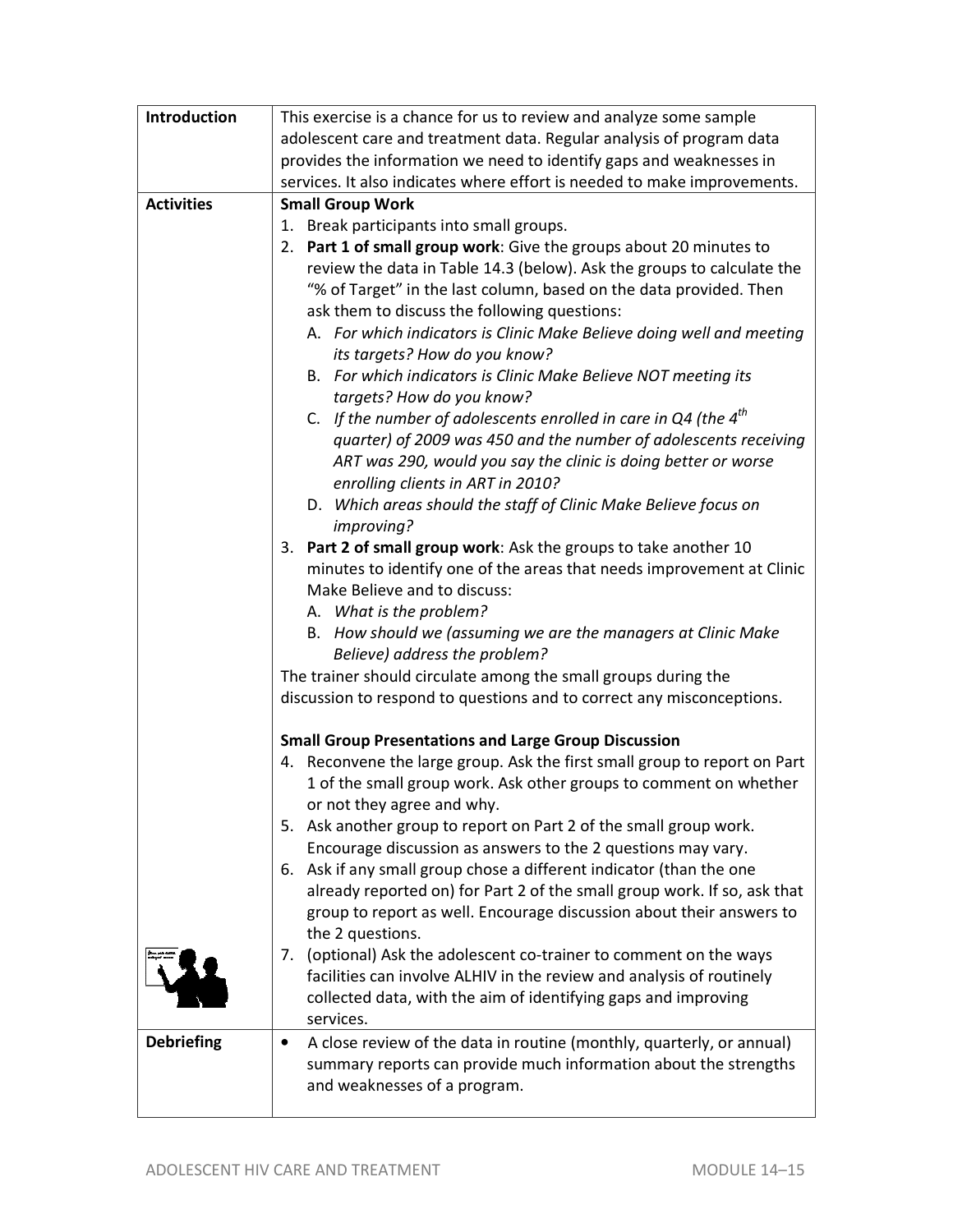| Introduction | This exercise is a chance for us to review and analyze some sample adolescent care and treatment data. Regular analysis of program data provides the information we need to identify gaps and weaknesses in services. It also indicates where effort is needed to make improvements. |
|---|---|
| Activities | **Small Group Work**<br>1. Break participants into small groups.<br>2. **Part 1 of small group work**: Give the groups about 20 minutes to review the data in Table 14.3 (below). Ask the groups to calculate the "% of Target" in the last column, based on the data provided. Then ask them to discuss the following questions:<br>A. *For which indicators is Clinic Make Believe doing well and meeting its targets? How do you know?*<br>B. *For which indicators is Clinic Make Believe NOT meeting its targets? How do you know?*<br>C. *If the number of adolescents enrolled in care in Q4 (the 4th quarter) of 2009 was 450 and the number of adolescents receiving ART was 290, would you say the clinic is doing better or worse enrolling clients in ART in 2010?*<br>D. *Which areas should the staff of Clinic Make Believe focus on improving?*<br>3. **Part 2 of small group work**: Ask the groups to take another 10 minutes to identify one of the areas that needs improvement at Clinic Make Believe and to discuss:<br>A. *What is the problem?*<br>B. *How should we (assuming we are the managers at Clinic Make Believe) address the problem?*<br>The trainer should circulate among the small groups during the discussion to respond to questions and to correct any misconceptions.<br><br>**Small Group Presentations and Large Group Discussion**<br>4. Reconvene the large group. Ask the first small group to report on Part 1 of the small group work. Ask other groups to comment on whether or not they agree and why.<br>5. Ask another group to report on Part 2 of the small group work. Encourage discussion as answers to the 2 questions may vary.<br>6. Ask if any small group chose a different indicator (than the one already reported on) for Part 2 of the small group work. If so, ask that group to report as well. Encourage discussion about their answers to the 2 questions.<br>7. (optional) Ask the adolescent co-trainer to comment on the ways facilities can involve ALHIV in the review and analysis of routinely collected data, with the aim of identifying gaps and improving services. |
| Debriefing | • A close review of the data in routine (monthly, quarterly, or annual) summary reports can provide much information about the strengths and weaknesses of a program. |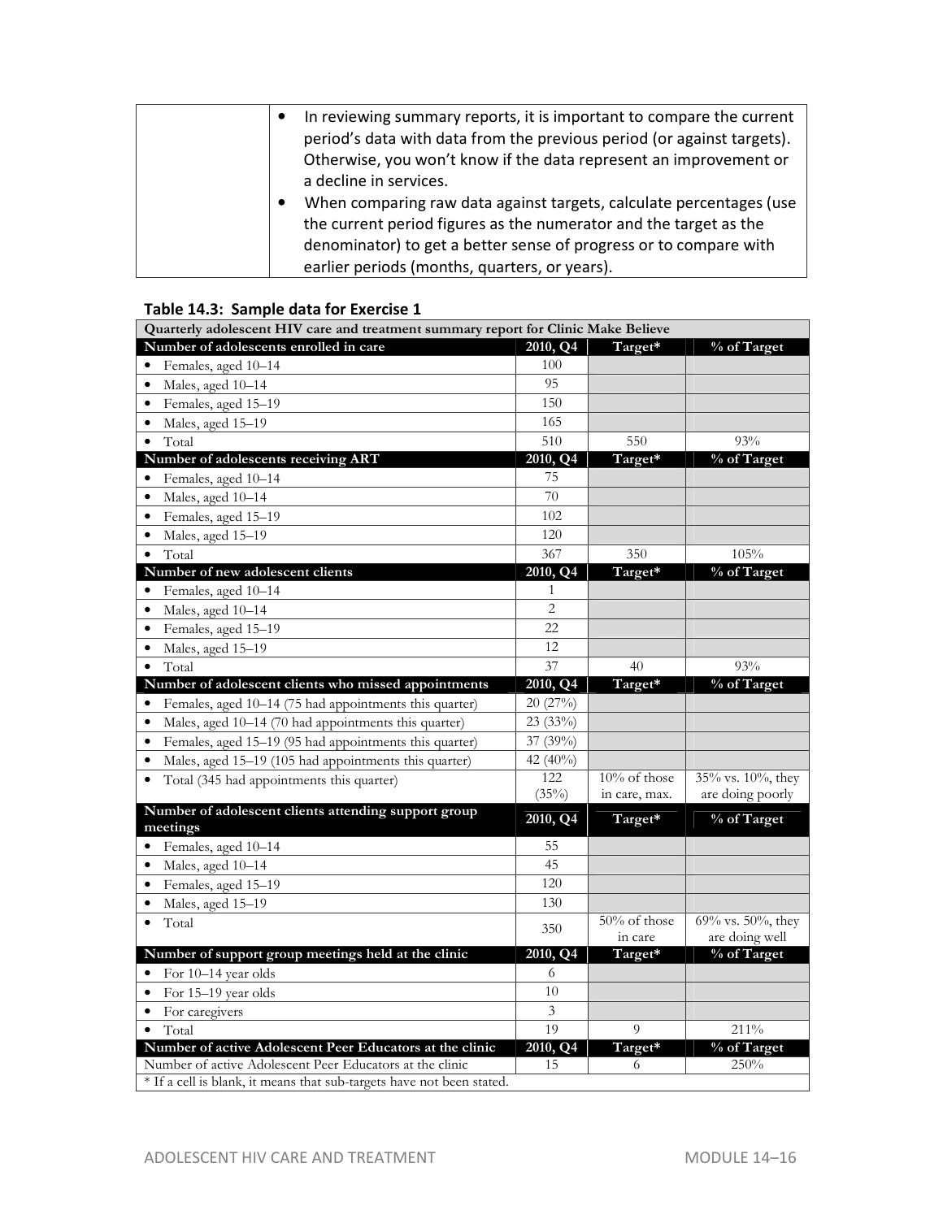| | • In reviewing summary reports, it is important to compare the current period's data with data from the previous period (or against targets). Otherwise, you won't know if the data represent an improvement or a decline in services.<br>• When comparing raw data against targets, calculate percentages (use the current period figures as the numerator and the target as the denominator) to get a better sense of progress or to compare with earlier periods (months, quarters, or years). |
|---|---|

**Table 14.3: Sample data for Exercise 1**

| Quarterly adolescent HIV care and treatment summary report for Clinic Make Believe | | | |
|---|---|---|---|
| **Number of adolescents enrolled in care** | **2010, Q4** | **Target*** | **% of Target** |
| • Females, aged 10–14 | 100 | | |
| • Males, aged 10–14 | 95 | | |
| • Females, aged 15–19 | 150 | | |
| • Males, aged 15–19 | 165 | | |
| • Total | 510 | 550 | 93% |
| **Number of adolescents receiving ART** | **2010, Q4** | **Target*** | **% of Target** |
| • Females, aged 10–14 | 75 | | |
| • Males, aged 10–14 | 70 | | |
| • Females, aged 15–19 | 102 | | |
| • Males, aged 15–19 | 120 | | |
| • Total | 367 | 350 | 105% |
| **Number of new adolescent clients** | **2010, Q4** | **Target*** | **% of Target** |
| • Females, aged 10–14 | 1 | | |
| • Males, aged 10–14 | 2 | | |
| • Females, aged 15–19 | 22 | | |
| • Males, aged 15–19 | 12 | | |
| • Total | 37 | 40 | 93% |
| **Number of adolescent clients who missed appointments** | **2010, Q4** | **Target*** | **% of Target** |
| • Females, aged 10–14 (75 had appointments this quarter) | 20 (27%) | | |
| • Males, aged 10–14 (70 had appointments this quarter) | 23 (33%) | | |
| • Females, aged 15–19 (95 had appointments this quarter) | 37 (39%) | | |
| • Males, aged 15–19 (105 had appointments this quarter) | 42 (40%) | | |
| • Total (345 had appointments this quarter) | 122 (35%) | 10% of those in care, max. | 35% vs. 10%, they are doing poorly |
| **Number of adolescent clients attending support group meetings** | **2010, Q4** | **Target*** | **% of Target** |
| • Females, aged 10–14 | 55 | | |
| • Males, aged 10–14 | 45 | | |
| • Females, aged 15–19 | 120 | | |
| • Males, aged 15–19 | 130 | | |
| • Total | 350 | 50% of those in care | 69% vs. 50%, they are doing well |
| **Number of support group meetings held at the clinic** | **2010, Q4** | **Target*** | **% of Target** |
| • For 10–14 year olds | 6 | | |
| • For 15–19 year olds | 10 | | |
| • For caregivers | 3 | | |
| • Total | 19 | 9 | 211% |
| **Number of active Adolescent Peer Educators at the clinic** | **2010, Q4** | **Target*** | **% of Target** |
| Number of active Adolescent Peer Educators at the clinic | 15 | 6 | 250% |

\* If a cell is blank, it means that sub-targets have not been stated.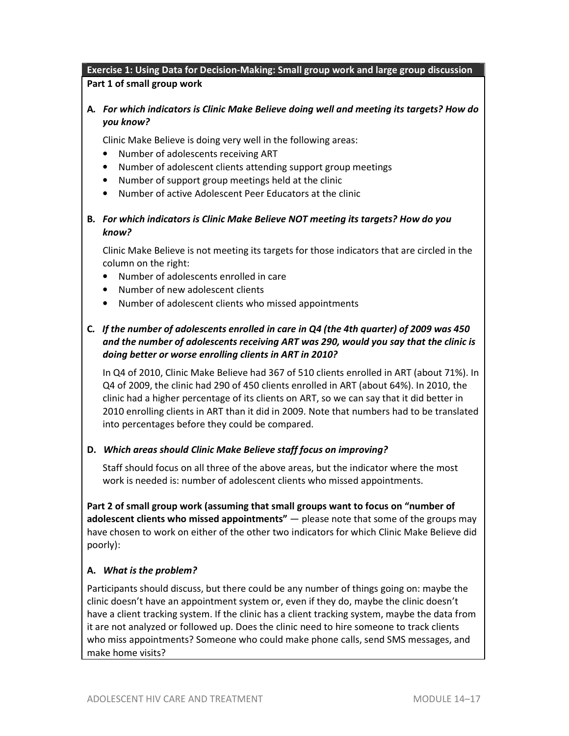**Exercise 1: Using Data for Decision-Making: Small group work and large group discussion**

**Part 1 of small group work**

**A.** ***For which indicators is Clinic Make Believe doing well and meeting its targets? How do you know?***

Clinic Make Believe is doing very well in the following areas:

- Number of adolescents receiving ART
- Number of adolescent clients attending support group meetings
- Number of support group meetings held at the clinic
- Number of active Adolescent Peer Educators at the clinic

**B.** ***For which indicators is Clinic Make Believe NOT meeting its targets? How do you know?***

Clinic Make Believe is not meeting its targets for those indicators that are circled in the column on the right:

- Number of adolescents enrolled in care
- Number of new adolescent clients
- Number of adolescent clients who missed appointments

**C.** ***If the number of adolescents enrolled in care in Q4 (the 4th quarter) of 2009 was 450 and the number of adolescents receiving ART was 290, would you say that the clinic is doing better or worse enrolling clients in ART in 2010?***

In Q4 of 2010, Clinic Make Believe had 367 of 510 clients enrolled in ART (about 71%). In Q4 of 2009, the clinic had 290 of 450 clients enrolled in ART (about 64%). In 2010, the clinic had a higher percentage of its clients on ART, so we can say that it did better in 2010 enrolling clients in ART than it did in 2009. Note that numbers had to be translated into percentages before they could be compared.

**D.** ***Which areas should Clinic Make Believe staff focus on improving?***

Staff should focus on all three of the above areas, but the indicator where the most work is needed is: number of adolescent clients who missed appointments.

**Part 2 of small group work (assuming that small groups want to focus on "number of adolescent clients who missed appointments"** — please note that some of the groups may have chosen to work on either of the other two indicators for which Clinic Make Believe did poorly):

**A.** ***What is the problem?***

Participants should discuss, but there could be any number of things going on: maybe the clinic doesn't have an appointment system or, even if they do, maybe the clinic doesn't have a client tracking system. If the clinic has a client tracking system, maybe the data from it are not analyzed or followed up. Does the clinic need to hire someone to track clients who miss appointments? Someone who could make phone calls, send SMS messages, and make home visits?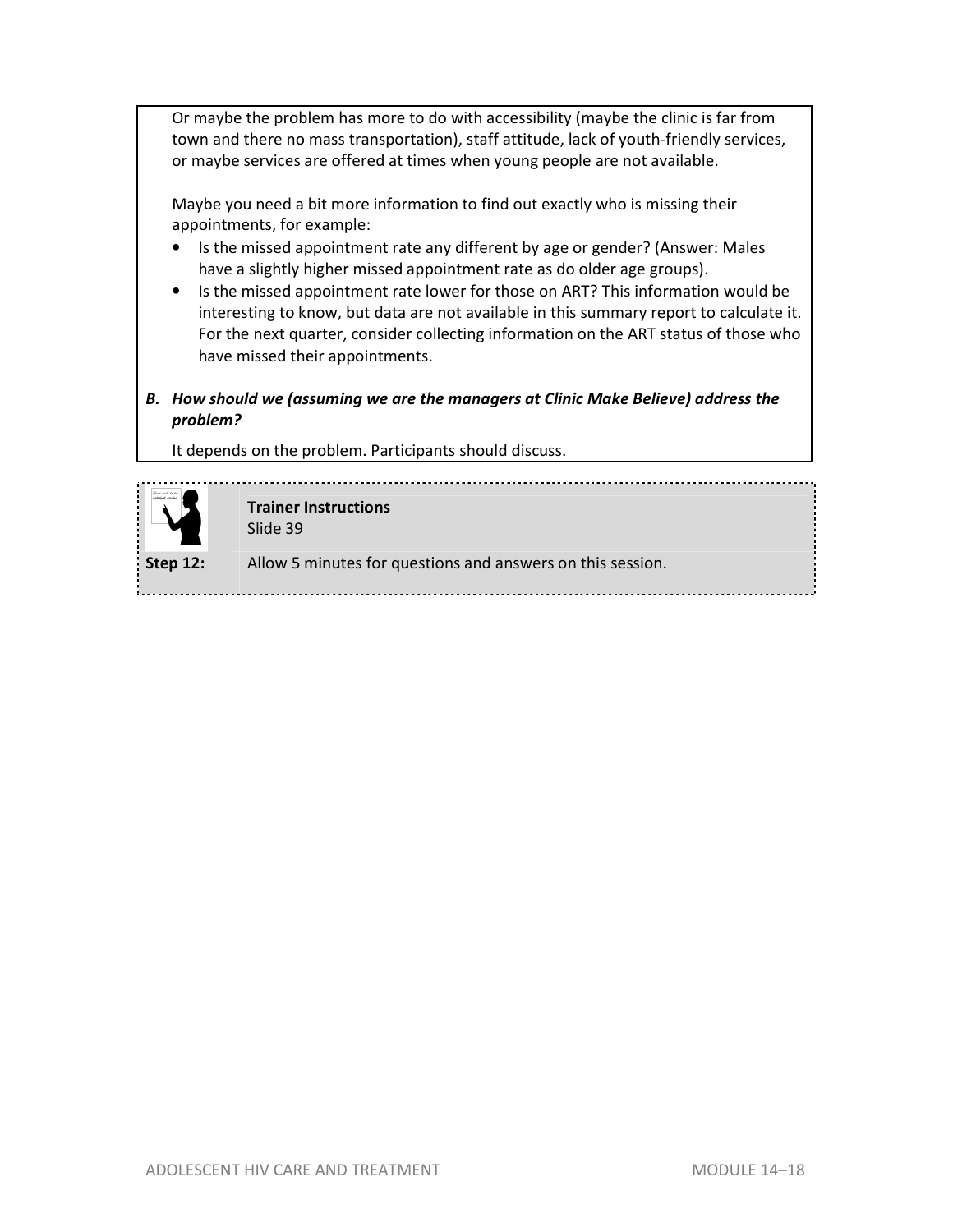Or maybe the problem has more to do with accessibility (maybe the clinic is far from town and there no mass transportation), staff attitude, lack of youth-friendly services, or maybe services are offered at times when young people are not available.

Maybe you need a bit more information to find out exactly who is missing their appointments, for example:

- Is the missed appointment rate any different by age or gender? (Answer: Males have a slightly higher missed appointment rate as do older age groups).
- Is the missed appointment rate lower for those on ART? This information would be interesting to know, but data are not available in this summary report to calculate it. For the next quarter, consider collecting information on the ART status of those who have missed their appointments.

***B. How should we (assuming we are the managers at Clinic Make Believe) address the problem?***

It depends on the problem. Participants should discuss.

| | **Trainer Instructions**<br>Slide 39 |
|---|---|
| **Step 12:** | Allow 5 minutes for questions and answers on this session. |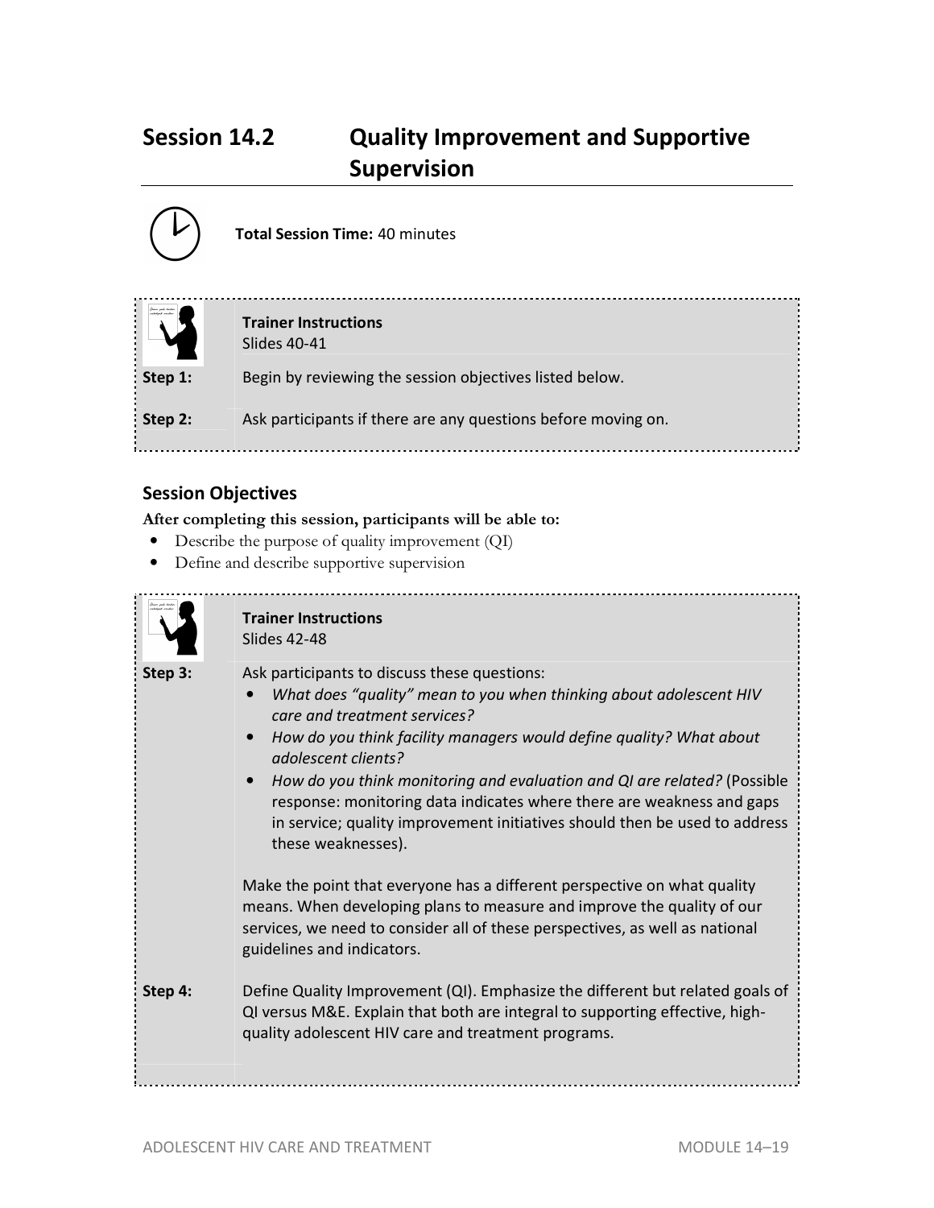## Session 14.2 Quality Improvement and Supportive Supervision

**Total Session Time:** 40 minutes

**Trainer Instructions**
Slides 40-41

**Step 1:** Begin by reviewing the session objectives listed below.

**Step 2:** Ask participants if there are any questions before moving on.

### Session Objectives

**After completing this session, participants will be able to:**

- Describe the purpose of quality improvement (QI)
- Define and describe supportive supervision

**Trainer Instructions**
Slides 42-48

**Step 3:** Ask participants to discuss these questions:

- *What does "quality" mean to you when thinking about adolescent HIV care and treatment services?*
- *How do you think facility managers would define quality? What about adolescent clients?*
- *How do you think monitoring and evaluation and QI are related?* (Possible response: monitoring data indicates where there are weakness and gaps in service; quality improvement initiatives should then be used to address these weaknesses).

Make the point that everyone has a different perspective on what quality means. When developing plans to measure and improve the quality of our services, we need to consider all of these perspectives, as well as national guidelines and indicators.

**Step 4:** Define Quality Improvement (QI). Emphasize the different but related goals of QI versus M&E. Explain that both are integral to supporting effective, high-quality adolescent HIV care and treatment programs.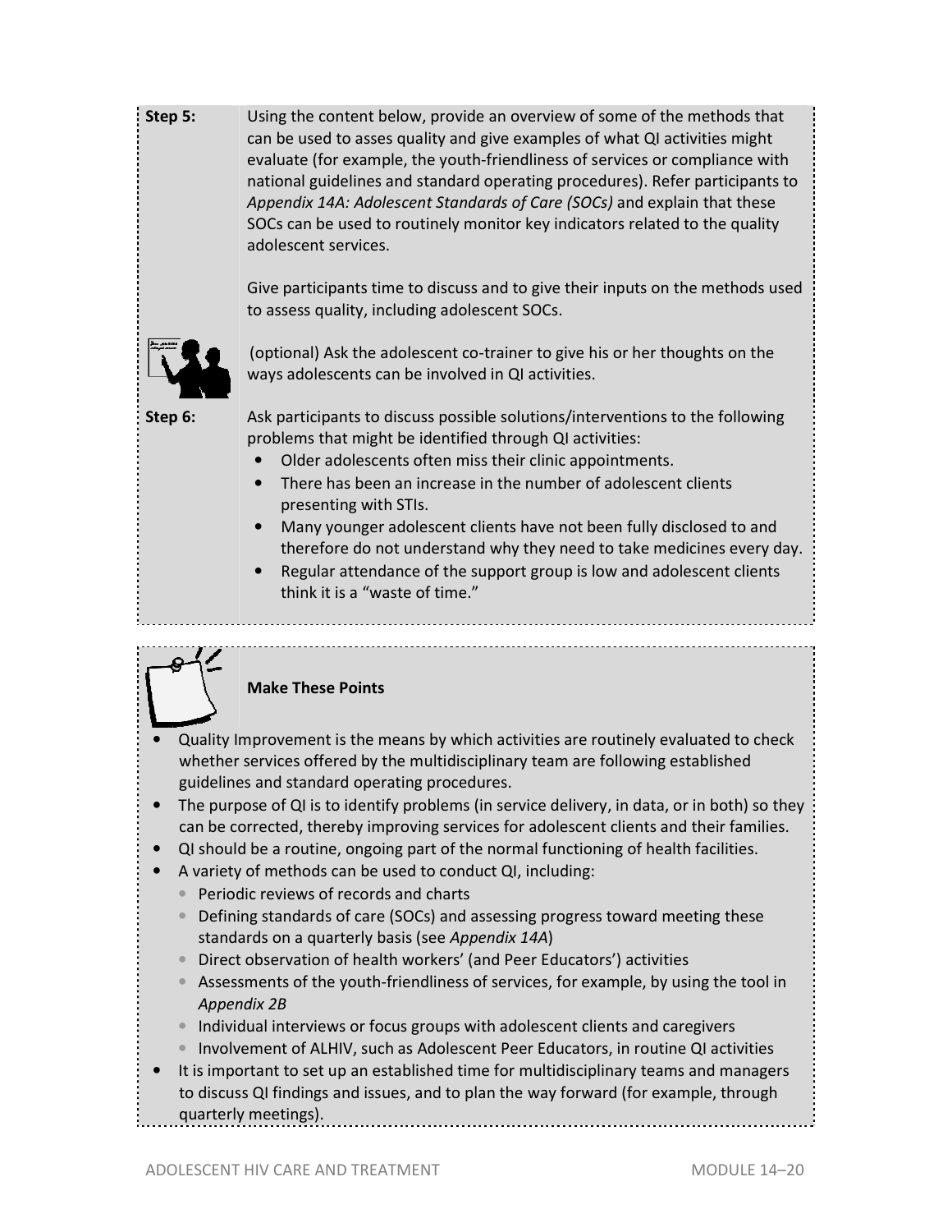**Step 5:** Using the content below, provide an overview of some of the methods that can be used to asses quality and give examples of what QI activities might evaluate (for example, the youth-friendliness of services or compliance with national guidelines and standard operating procedures). Refer participants to *Appendix 14A: Adolescent Standards of Care (SOCs)* and explain that these SOCs can be used to routinely monitor key indicators related to the quality adolescent services.

Give participants time to discuss and to give their inputs on the methods used to assess quality, including adolescent SOCs.

(optional) Ask the adolescent co-trainer to give his or her thoughts on the ways adolescents can be involved in QI activities.

**Step 6:** Ask participants to discuss possible solutions/interventions to the following problems that might be identified through QI activities:

- Older adolescents often miss their clinic appointments.
- There has been an increase in the number of adolescent clients presenting with STIs.
- Many younger adolescent clients have not been fully disclosed to and therefore do not understand why they need to take medicines every day.
- Regular attendance of the support group is low and adolescent clients think it is a "waste of time."

**Make These Points**

- Quality Improvement is the means by which activities are routinely evaluated to check whether services offered by the multidisciplinary team are following established guidelines and standard operating procedures.
- The purpose of QI is to identify problems (in service delivery, in data, or in both) so they can be corrected, thereby improving services for adolescent clients and their families.
- QI should be a routine, ongoing part of the normal functioning of health facilities.
- A variety of methods can be used to conduct QI, including:
  - Periodic reviews of records and charts
  - Defining standards of care (SOCs) and assessing progress toward meeting these standards on a quarterly basis (see *Appendix 14A*)
  - Direct observation of health workers' (and Peer Educators') activities
  - Assessments of the youth-friendliness of services, for example, by using the tool in *Appendix 2B*
  - Individual interviews or focus groups with adolescent clients and caregivers
  - Involvement of ALHIV, such as Adolescent Peer Educators, in routine QI activities
- It is important to set up an established time for multidisciplinary teams and managers to discuss QI findings and issues, and to plan the way forward (for example, through quarterly meetings).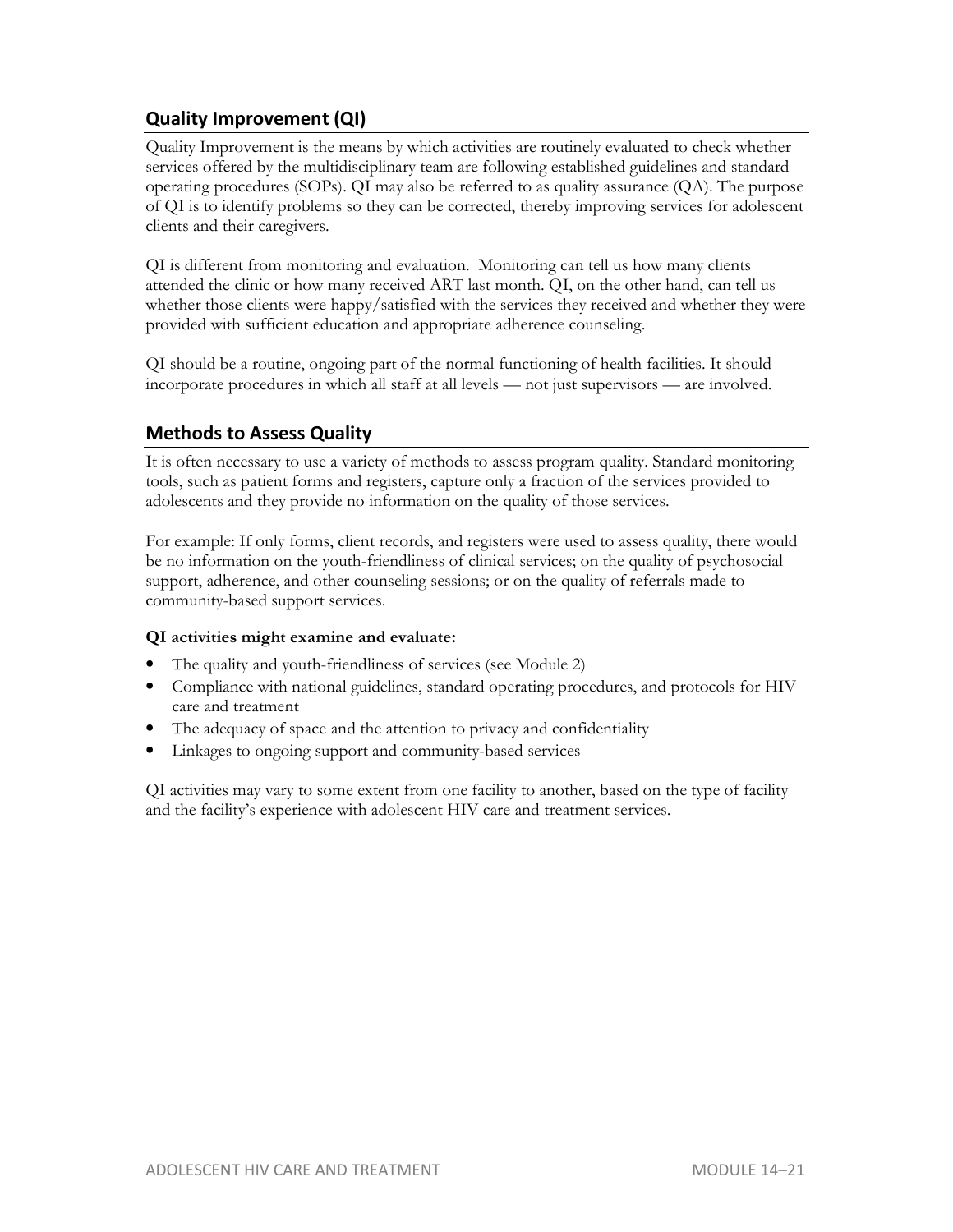## Quality Improvement (QI)

Quality Improvement is the means by which activities are routinely evaluated to check whether services offered by the multidisciplinary team are following established guidelines and standard operating procedures (SOPs). QI may also be referred to as quality assurance (QA). The purpose of QI is to identify problems so they can be corrected, thereby improving services for adolescent clients and their caregivers.

QI is different from monitoring and evaluation. Monitoring can tell us how many clients attended the clinic or how many received ART last month. QI, on the other hand, can tell us whether those clients were happy/satisfied with the services they received and whether they were provided with sufficient education and appropriate adherence counseling.

QI should be a routine, ongoing part of the normal functioning of health facilities. It should incorporate procedures in which all staff at all levels — not just supervisors — are involved.

## Methods to Assess Quality

It is often necessary to use a variety of methods to assess program quality. Standard monitoring tools, such as patient forms and registers, capture only a fraction of the services provided to adolescents and they provide no information on the quality of those services.

For example: If only forms, client records, and registers were used to assess quality, there would be no information on the youth-friendliness of clinical services; on the quality of psychosocial support, adherence, and other counseling sessions; or on the quality of referrals made to community-based support services.

**QI activities might examine and evaluate:**

- The quality and youth-friendliness of services (see Module 2)
- Compliance with national guidelines, standard operating procedures, and protocols for HIV care and treatment
- The adequacy of space and the attention to privacy and confidentiality
- Linkages to ongoing support and community-based services

QI activities may vary to some extent from one facility to another, based on the type of facility and the facility's experience with adolescent HIV care and treatment services.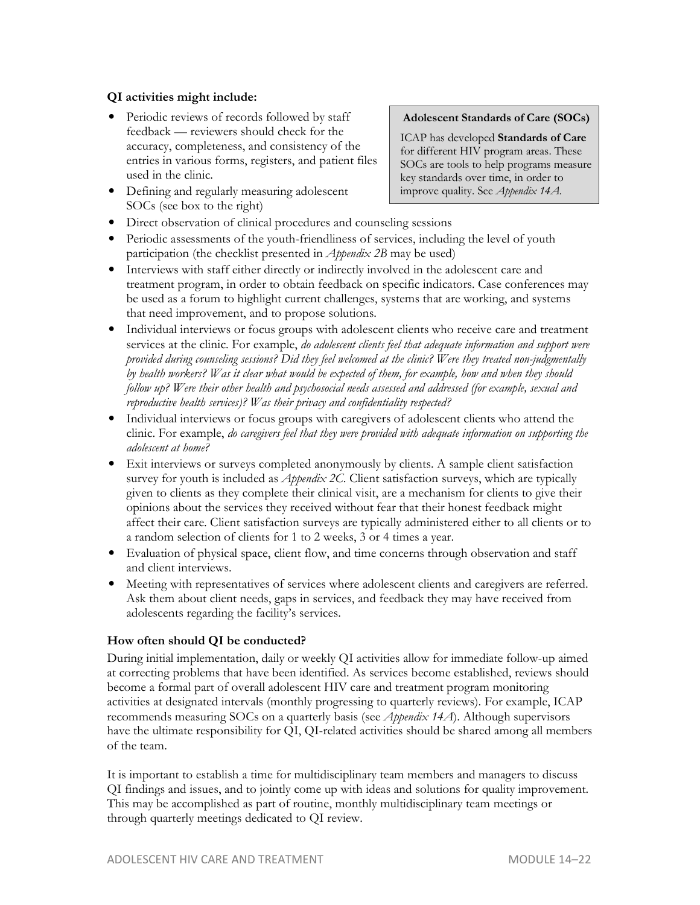**QI activities might include:**

> **Adolescent Standards of Care (SOCs)**
>
> ICAP has developed **Standards of Care** for different HIV program areas. These SOCs are tools to help programs measure key standards over time, in order to improve quality. See *Appendix 14A*.

- Periodic reviews of records followed by staff feedback — reviewers should check for the accuracy, completeness, and consistency of the entries in various forms, registers, and patient files used in the clinic.
- Defining and regularly measuring adolescent SOCs (see box to the right)
- Direct observation of clinical procedures and counseling sessions
- Periodic assessments of the youth-friendliness of services, including the level of youth participation (the checklist presented in *Appendix 2B* may be used)
- Interviews with staff either directly or indirectly involved in the adolescent care and treatment program, in order to obtain feedback on specific indicators. Case conferences may be used as a forum to highlight current challenges, systems that are working, and systems that need improvement, and to propose solutions.
- Individual interviews or focus groups with adolescent clients who receive care and treatment services at the clinic. For example, *do adolescent clients feel that adequate information and support were provided during counseling sessions? Did they feel welcomed at the clinic? Were they treated non-judgmentally by health workers? Was it clear what would be expected of them, for example, how and when they should follow up? Were their other health and psychosocial needs assessed and addressed (for example, sexual and reproductive health services)? Was their privacy and confidentiality respected?*
- Individual interviews or focus groups with caregivers of adolescent clients who attend the clinic. For example, *do caregivers feel that they were provided with adequate information on supporting the adolescent at home?*
- Exit interviews or surveys completed anonymously by clients. A sample client satisfaction survey for youth is included as *Appendix 2C*. Client satisfaction surveys, which are typically given to clients as they complete their clinical visit, are a mechanism for clients to give their opinions about the services they received without fear that their honest feedback might affect their care. Client satisfaction surveys are typically administered either to all clients or to a random selection of clients for 1 to 2 weeks, 3 or 4 times a year.
- Evaluation of physical space, client flow, and time concerns through observation and staff and client interviews.
- Meeting with representatives of services where adolescent clients and caregivers are referred. Ask them about client needs, gaps in services, and feedback they may have received from adolescents regarding the facility's services.

**How often should QI be conducted?**

During initial implementation, daily or weekly QI activities allow for immediate follow-up aimed at correcting problems that have been identified. As services become established, reviews should become a formal part of overall adolescent HIV care and treatment program monitoring activities at designated intervals (monthly progressing to quarterly reviews). For example, ICAP recommends measuring SOCs on a quarterly basis (see *Appendix 14A*). Although supervisors have the ultimate responsibility for QI, QI-related activities should be shared among all members of the team.

It is important to establish a time for multidisciplinary team members and managers to discuss QI findings and issues, and to jointly come up with ideas and solutions for quality improvement. This may be accomplished as part of routine, monthly multidisciplinary team meetings or through quarterly meetings dedicated to QI review.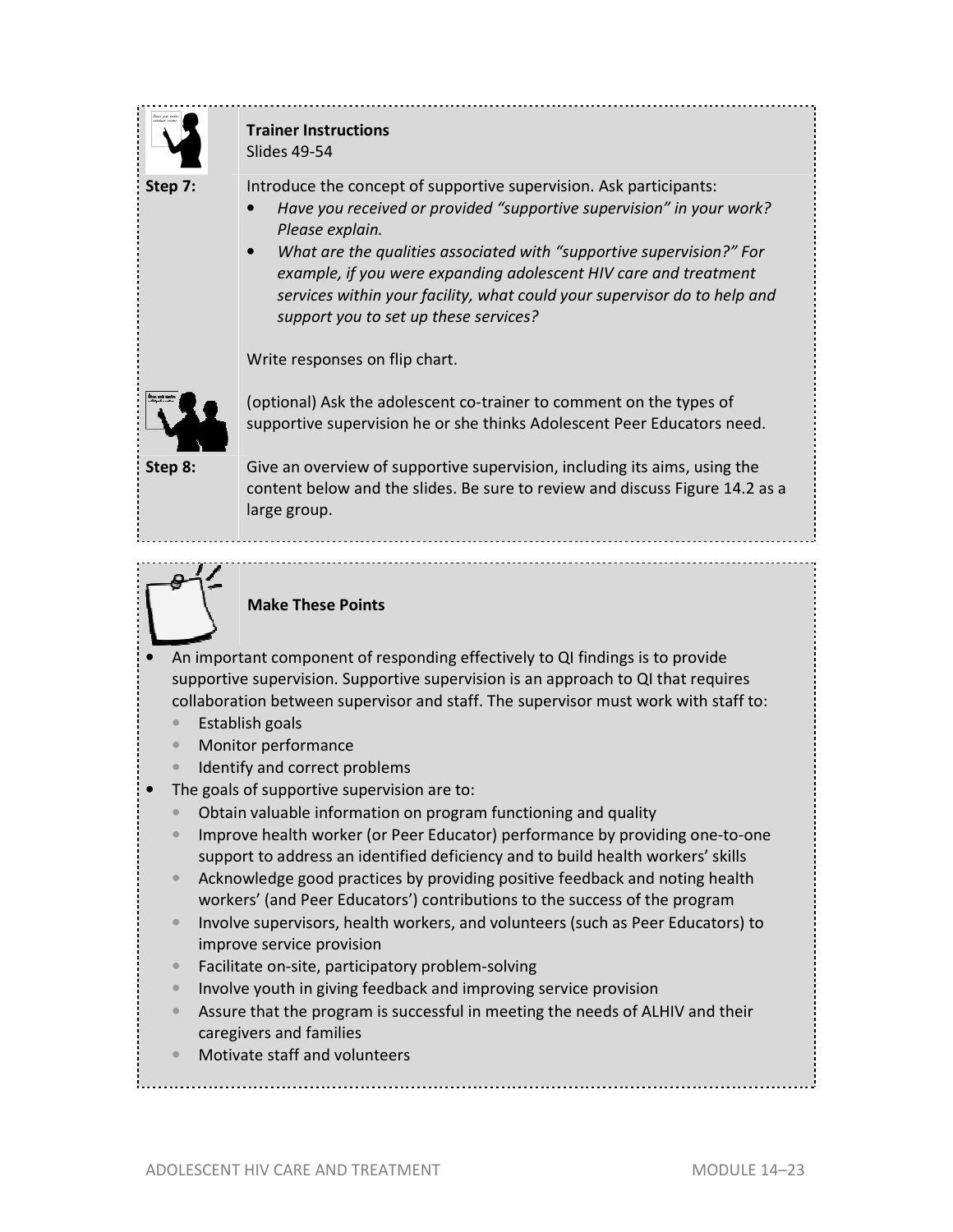**Trainer Instructions**
Slides 49-54

**Step 7:** Introduce the concept of supportive supervision. Ask participants:

- *Have you received or provided "supportive supervision" in your work? Please explain.*
- *What are the qualities associated with "supportive supervision?" For example, if you were expanding adolescent HIV care and treatment services within your facility, what could your supervisor do to help and support you to set up these services?*

Write responses on flip chart.

(optional) Ask the adolescent co-trainer to comment on the types of supportive supervision he or she thinks Adolescent Peer Educators need.

**Step 8:** Give an overview of supportive supervision, including its aims, using the content below and the slides. Be sure to review and discuss Figure 14.2 as a large group.

**Make These Points**

- An important component of responding effectively to QI findings is to provide supportive supervision. Supportive supervision is an approach to QI that requires collaboration between supervisor and staff. The supervisor must work with staff to:
  - Establish goals
  - Monitor performance
  - Identify and correct problems
- The goals of supportive supervision are to:
  - Obtain valuable information on program functioning and quality
  - Improve health worker (or Peer Educator) performance by providing one-to-one support to address an identified deficiency and to build health workers' skills
  - Acknowledge good practices by providing positive feedback and noting health workers' (and Peer Educators') contributions to the success of the program
  - Involve supervisors, health workers, and volunteers (such as Peer Educators) to improve service provision
  - Facilitate on-site, participatory problem-solving
  - Involve youth in giving feedback and improving service provision
  - Assure that the program is successful in meeting the needs of ALHIV and their caregivers and families
  - Motivate staff and volunteers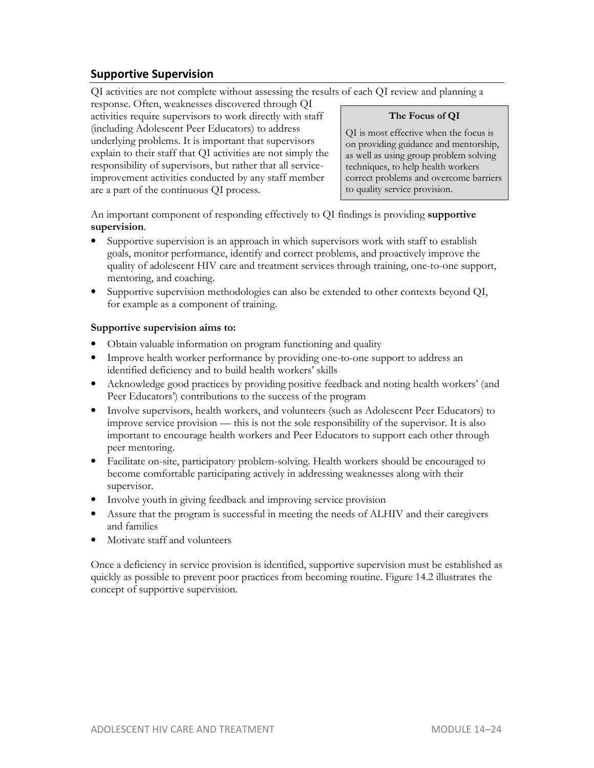## Supportive Supervision

QI activities are not complete without assessing the results of each QI review and planning a response. Often, weaknesses discovered through QI activities require supervisors to work directly with staff (including Adolescent Peer Educators) to address underlying problems. It is important that supervisors explain to their staff that QI activities are not simply the responsibility of supervisors, but rather that all service-improvement activities conducted by any staff member are a part of the continuous QI process.

> **The Focus of QI**
>
> QI is most effective when the focus is on providing guidance and mentorship, as well as using group problem solving techniques, to help health workers correct problems and overcome barriers to quality service provision.

An important component of responding effectively to QI findings is providing **supportive supervision**.

- Supportive supervision is an approach in which supervisors work with staff to establish goals, monitor performance, identify and correct problems, and proactively improve the quality of adolescent HIV care and treatment services through training, one-to-one support, mentoring, and coaching.
- Supportive supervision methodologies can also be extended to other contexts beyond QI, for example as a component of training.

**Supportive supervision aims to:**

- Obtain valuable information on program functioning and quality
- Improve health worker performance by providing one-to-one support to address an identified deficiency and to build health workers' skills
- Acknowledge good practices by providing positive feedback and noting health workers' (and Peer Educators') contributions to the success of the program
- Involve supervisors, health workers, and volunteers (such as Adolescent Peer Educators) to improve service provision — this is not the sole responsibility of the supervisor. It is also important to encourage health workers and Peer Educators to support each other through peer mentoring.
- Facilitate on-site, participatory problem-solving. Health workers should be encouraged to become comfortable participating actively in addressing weaknesses along with their supervisor.
- Involve youth in giving feedback and improving service provision
- Assure that the program is successful in meeting the needs of ALHIV and their caregivers and families
- Motivate staff and volunteers

Once a deficiency in service provision is identified, supportive supervision must be established as quickly as possible to prevent poor practices from becoming routine. Figure 14.2 illustrates the concept of supportive supervision.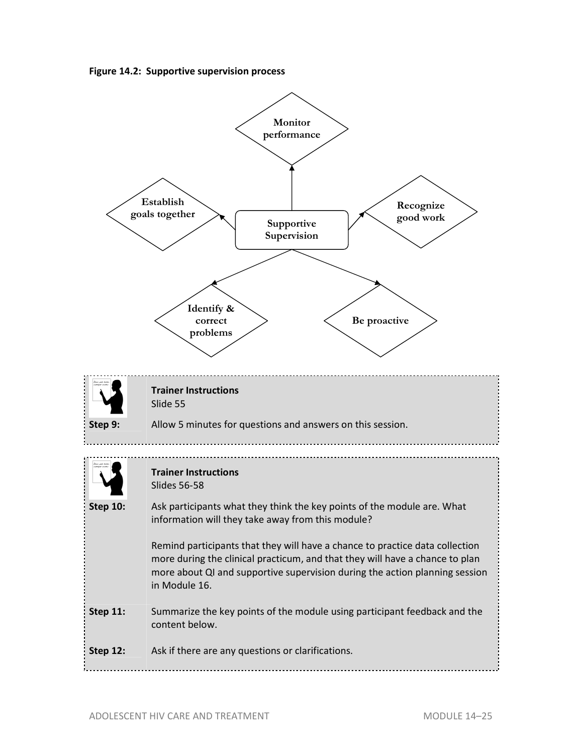**Figure 14.2: Supportive supervision process**

Supportive Supervision

- Monitor performance
- Recognize good work
- Be proactive
- Identify & correct problems
- Establish goals together

**Trainer Instructions**
Slide 55

**Step 9:** Allow 5 minutes for questions and answers on this session.

**Trainer Instructions**
Slides 56-58

**Step 10:** Ask participants what they think the key points of the module are. What information will they take away from this module?

Remind participants that they will have a chance to practice data collection more during the clinical practicum, and that they will have a chance to plan more about QI and supportive supervision during the action planning session in Module 16.

**Step 11:** Summarize the key points of the module using participant feedback and the content below.

**Step 12:** Ask if there are any questions or clarifications.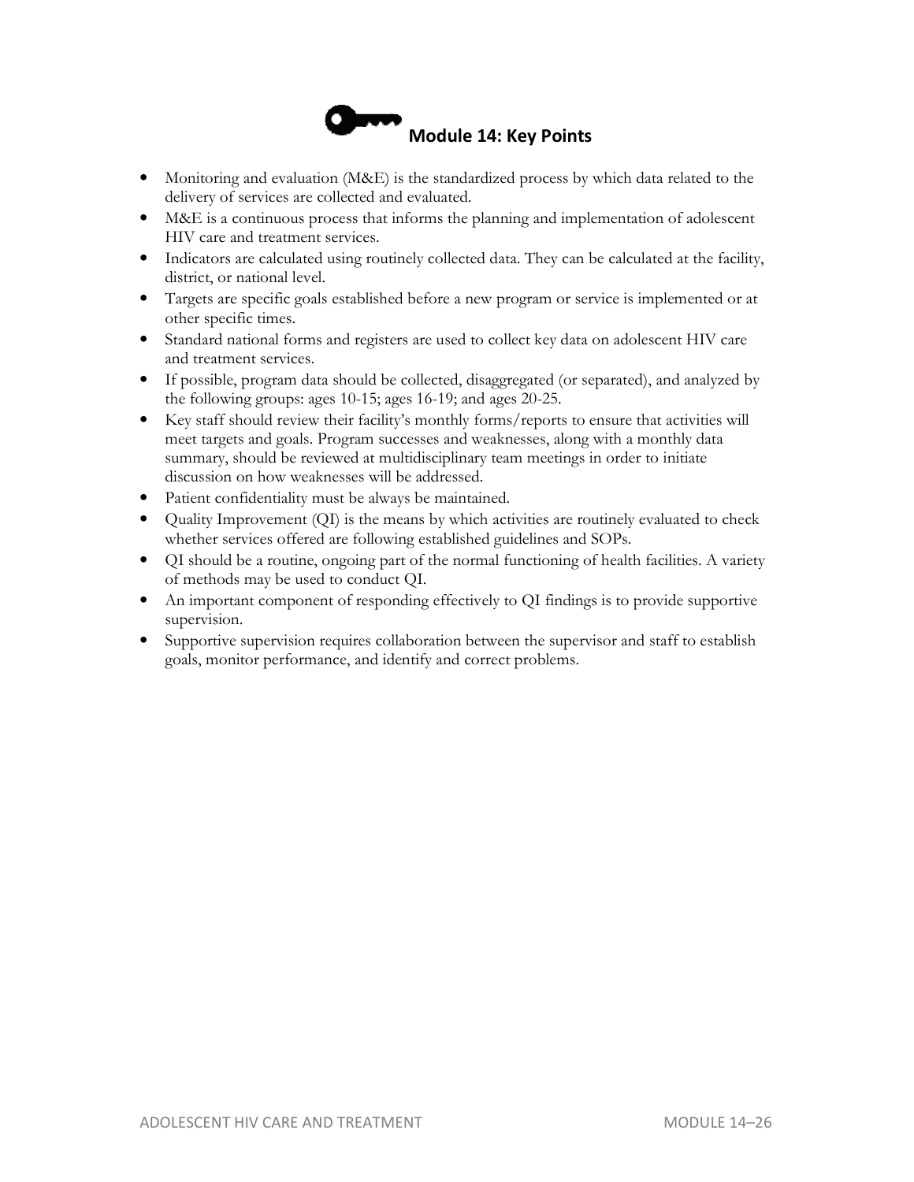## Module 14: Key Points

- Monitoring and evaluation (M&E) is the standardized process by which data related to the delivery of services are collected and evaluated.
- M&E is a continuous process that informs the planning and implementation of adolescent HIV care and treatment services.
- Indicators are calculated using routinely collected data. They can be calculated at the facility, district, or national level.
- Targets are specific goals established before a new program or service is implemented or at other specific times.
- Standard national forms and registers are used to collect key data on adolescent HIV care and treatment services.
- If possible, program data should be collected, disaggregated (or separated), and analyzed by the following groups: ages 10-15; ages 16-19; and ages 20-25.
- Key staff should review their facility's monthly forms/reports to ensure that activities will meet targets and goals. Program successes and weaknesses, along with a monthly data summary, should be reviewed at multidisciplinary team meetings in order to initiate discussion on how weaknesses will be addressed.
- Patient confidentiality must be always be maintained.
- Quality Improvement (QI) is the means by which activities are routinely evaluated to check whether services offered are following established guidelines and SOPs.
- QI should be a routine, ongoing part of the normal functioning of health facilities. A variety of methods may be used to conduct QI.
- An important component of responding effectively to QI findings is to provide supportive supervision.
- Supportive supervision requires collaboration between the supervisor and staff to establish goals, monitor performance, and identify and correct problems.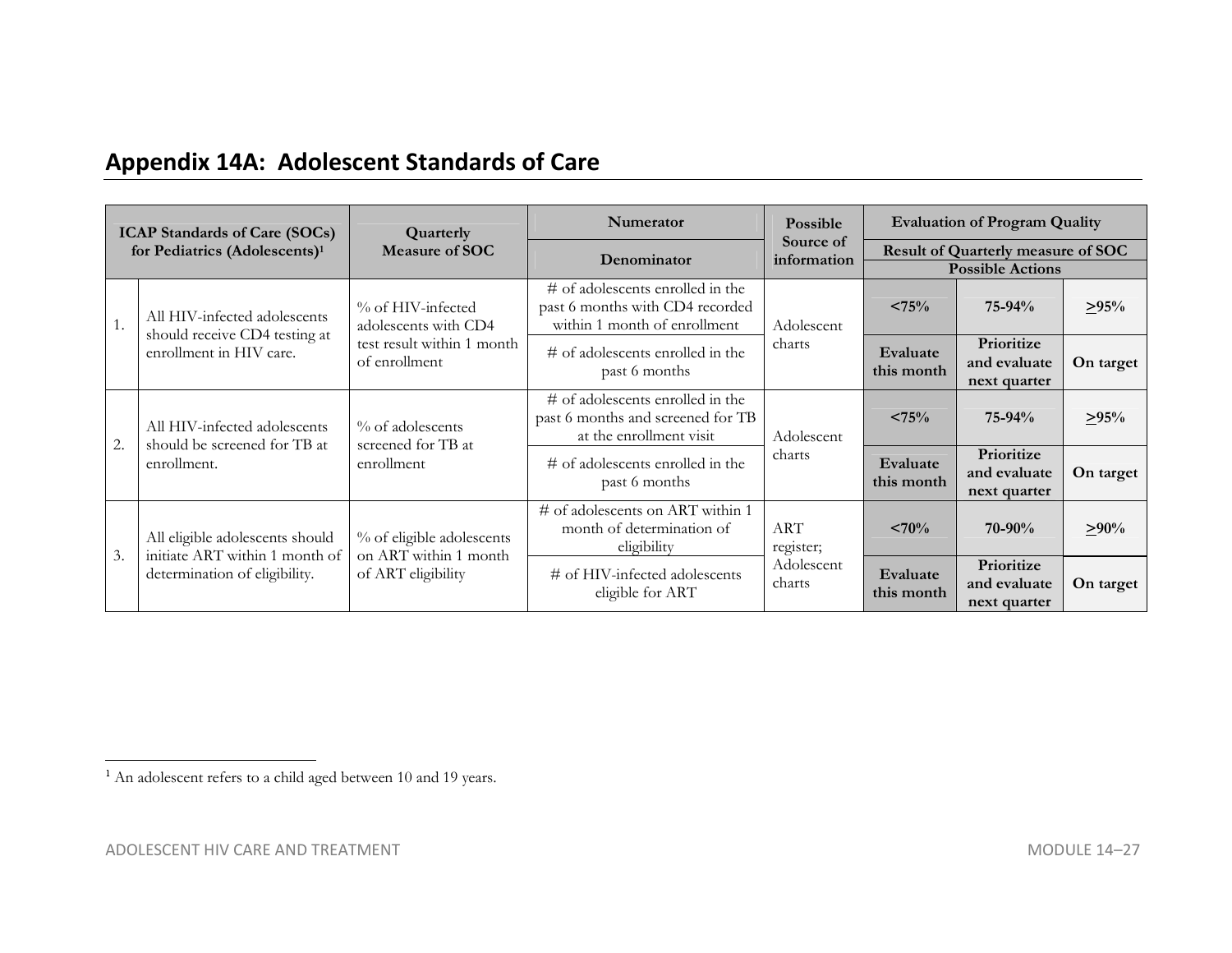## Appendix 14A: Adolescent Standards of Care

| | ICAP Standards of Care (SOCs) for Pediatrics (Adolescents)[1] | Quarterly Measure of SOC | Numerator / Denominator | Possible Source of information | Evaluation of Program Quality | | |
|---|---|---|---|---|---|---|---|
| | | | | | Result of Quarterly measure of SOC / Possible Actions | | |
| 1. | All HIV-infected adolescents should receive CD4 testing at enrollment in HIV care. | % of HIV-infected adolescents with CD4 test result within 1 month of enrollment | # of adolescents enrolled in the past 6 months with CD4 recorded within 1 month of enrollment | Adolescent charts | **<75%** | **75-94%** | **≥95%** |
| | | | # of adolescents enrolled in the past 6 months | | **Evaluate this month** | **Prioritize and evaluate next quarter** | **On target** |
| 2. | All HIV-infected adolescents should be screened for TB at enrollment. | % of adolescents screened for TB at enrollment | # of adolescents enrolled in the past 6 months and screened for TB at the enrollment visit | Adolescent charts | **<75%** | **75-94%** | **≥95%** |
| | | | # of adolescents enrolled in the past 6 months | | **Evaluate this month** | **Prioritize and evaluate next quarter** | **On target** |
| 3. | All eligible adolescents should initiate ART within 1 month of determination of eligibility. | % of eligible adolescents on ART within 1 month of ART eligibility | # of adolescents on ART within 1 month of determination of eligibility | ART register; Adolescent charts | **<70%** | **70-90%** | **≥90%** |
| | | | # of HIV-infected adolescents eligible for ART | | **Evaluate this month** | **Prioritize and evaluate next quarter** | **On target** |

[1] An adolescent refers to a child aged between 10 and 19 years.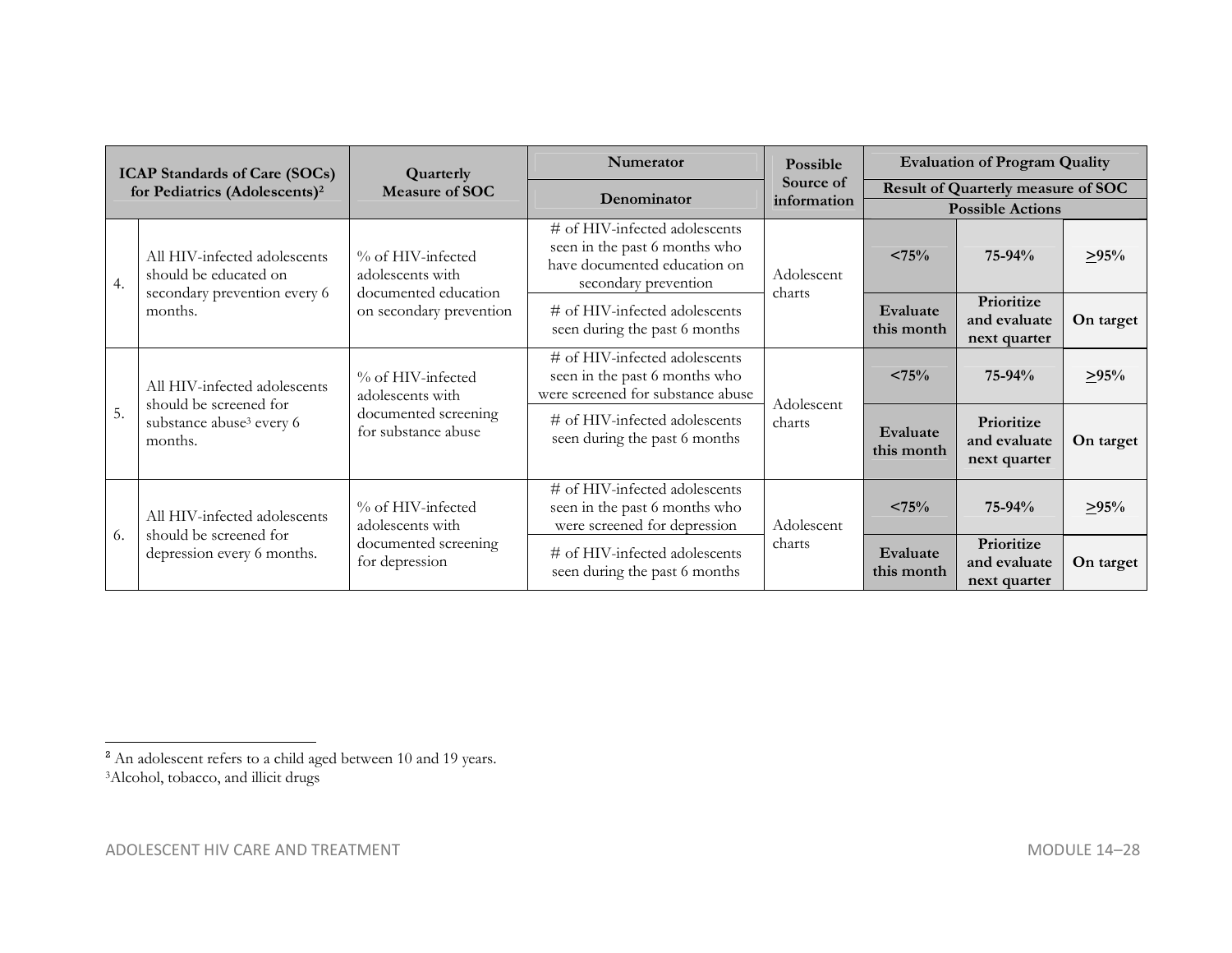| | ICAP Standards of Care (SOCs) for Pediatrics (Adolescents)[2] | Quarterly Measure of SOC | Numerator / Denominator | Possible Source of information | Evaluation of Program Quality — Result of Quarterly measure of SOC / Possible Actions | | |
|---|---|---|---|---|---|---|---|
| 4. | All HIV-infected adolescents should be educated on secondary prevention every 6 months. | % of HIV-infected adolescents with documented education on secondary prevention | # of HIV-infected adolescents seen in the past 6 months who have documented education on secondary prevention | Adolescent charts | **<75%** | **75-94%** | **≥95%** |
| | | | # of HIV-infected adolescents seen during the past 6 months | | **Evaluate this month** | **Prioritize and evaluate next quarter** | **On target** |
| 5. | All HIV-infected adolescents should be screened for substance abuse[3] every 6 months. | % of HIV-infected adolescents with documented screening for substance abuse | # of HIV-infected adolescents seen in the past 6 months who were screened for substance abuse | Adolescent charts | **<75%** | **75-94%** | **≥95%** |
| | | | # of HIV-infected adolescents seen during the past 6 months | | **Evaluate this month** | **Prioritize and evaluate next quarter** | **On target** |
| 6. | All HIV-infected adolescents should be screened for depression every 6 months. | % of HIV-infected adolescents with documented screening for depression | # of HIV-infected adolescents seen in the past 6 months who were screened for depression | Adolescent charts | **<75%** | **75-94%** | **≥95%** |
| | | | # of HIV-infected adolescents seen during the past 6 months | | **Evaluate this month** | **Prioritize and evaluate next quarter** | **On target** |

[2] An adolescent refers to a child aged between 10 and 19 years.

[3] Alcohol, tobacco, and illicit drugs